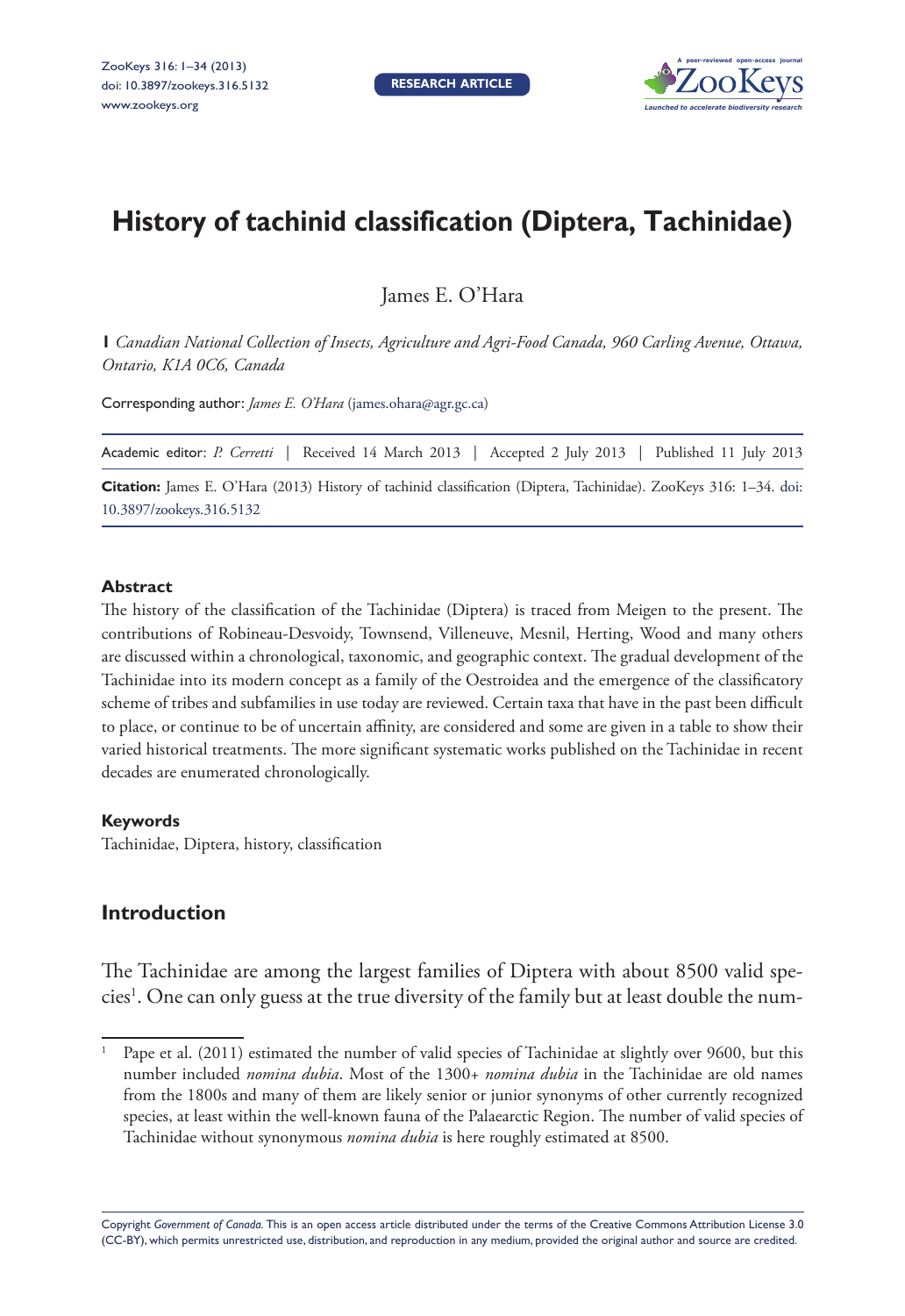# History of tachinid classification (Diptera, Tachinidae)

James E. O'Hara

**1** *Canadian National Collection of Insects, Agriculture and Agri-Food Canada, 960 Carling Avenue, Ottawa, Ontario, K1A 0C6, Canada*

Corresponding author: *James E. O'Hara* (james.ohara@agr.gc.ca)

Academic editor: *P. Cerretti* | Received 14 March 2013 | Accepted 2 July 2013 | Published 11 July 2013

**Citation:** James E. O'Hara (2013) History of tachinid classification (Diptera, Tachinidae). ZooKeys 316: 1–34. doi: 10.3897/zookeys.316.5132

## Abstract

The history of the classification of the Tachinidae (Diptera) is traced from Meigen to the present. The contributions of Robineau-Desvoidy, Townsend, Villeneuve, Mesnil, Herting, Wood and many others are discussed within a chronological, taxonomic, and geographic context. The gradual development of the Tachinidae into its modern concept as a family of the Oestroidea and the emergence of the classificatory scheme of tribes and subfamilies in use today are reviewed. Certain taxa that have in the past been difficult to place, or continue to be of uncertain affinity, are considered and some are given in a table to show their varied historical treatments. The more significant systematic works published on the Tachinidae in recent decades are enumerated chronologically.

## Keywords

Tachinidae, Diptera, history, classification

## Introduction

The Tachinidae are among the largest families of Diptera with about 8500 valid species[1]. One can only guess at the true diversity of the family but at least double the num-

[1] Pape et al. (2011) estimated the number of valid species of Tachinidae at slightly over 9600, but this number included *nomina dubia*. Most of the 1300+ *nomina dubia* in the Tachinidae are old names from the 1800s and many of them are likely senior or junior synonyms of other currently recognized species, at least within the well-known fauna of the Palaearctic Region. The number of valid species of Tachinidae without synonymous *nomina dubia* is here roughly estimated at 8500.

Copyright *Government of Canada.* This is an open access article distributed under the terms of the Creative Commons Attribution License 3.0 (CC-BY), which permits unrestricted use, distribution, and reproduction in any medium, provided the original author and source are credited.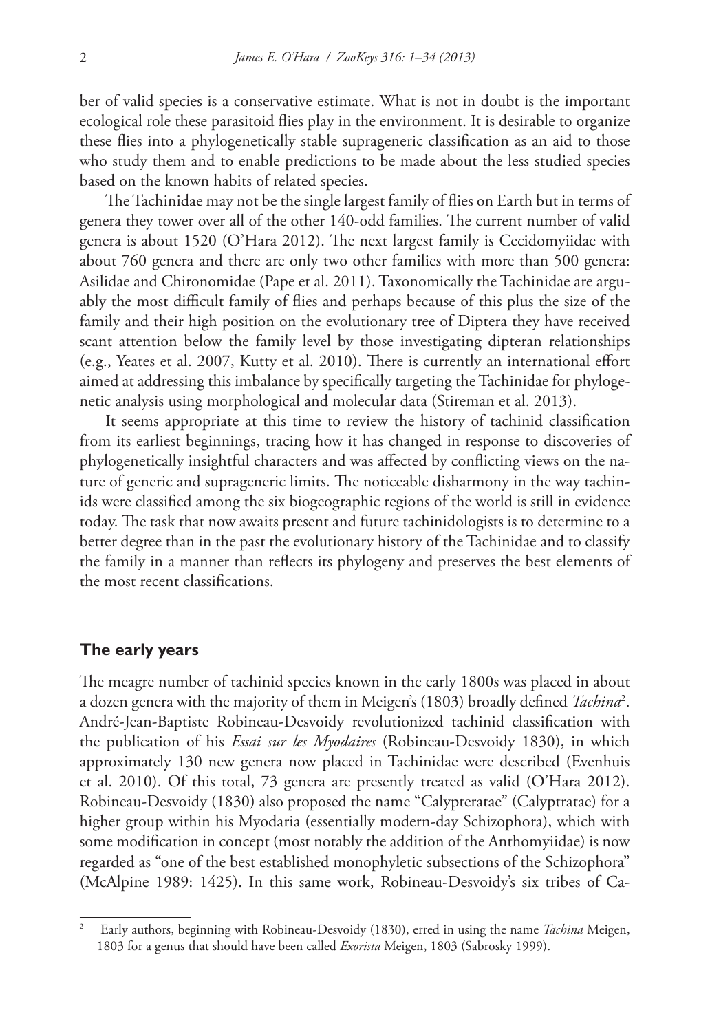ber of valid species is a conservative estimate. What is not in doubt is the important ecological role these parasitoid flies play in the environment. It is desirable to organize these flies into a phylogenetically stable suprageneric classification as an aid to those who study them and to enable predictions to be made about the less studied species based on the known habits of related species.

The Tachinidae may not be the single largest family of flies on Earth but in terms of genera they tower over all of the other 140-odd families. The current number of valid genera is about 1520 (O'Hara 2012). The next largest family is Cecidomyiidae with about 760 genera and there are only two other families with more than 500 genera: Asilidae and Chironomidae (Pape et al. 2011). Taxonomically the Tachinidae are arguably the most difficult family of flies and perhaps because of this plus the size of the family and their high position on the evolutionary tree of Diptera they have received scant attention below the family level by those investigating dipteran relationships (e.g., Yeates et al. 2007, Kutty et al. 2010). There is currently an international effort aimed at addressing this imbalance by specifically targeting the Tachinidae for phylogenetic analysis using morphological and molecular data (Stireman et al. 2013).

It seems appropriate at this time to review the history of tachinid classification from its earliest beginnings, tracing how it has changed in response to discoveries of phylogenetically insightful characters and was affected by conflicting views on the nature of generic and suprageneric limits. The noticeable disharmony in the way tachinids were classified among the six biogeographic regions of the world is still in evidence today. The task that now awaits present and future tachinidologists is to determine to a better degree than in the past the evolutionary history of the Tachinidae and to classify the family in a manner than reflects its phylogeny and preserves the best elements of the most recent classifications.

## The early years

The meagre number of tachinid species known in the early 1800s was placed in about a dozen genera with the majority of them in Meigen's (1803) broadly defined *Tachina*[2]. André-Jean-Baptiste Robineau-Desvoidy revolutionized tachinid classification with the publication of his *Essai sur les Myodaires* (Robineau-Desvoidy 1830), in which approximately 130 new genera now placed in Tachinidae were described (Evenhuis et al. 2010). Of this total, 73 genera are presently treated as valid (O'Hara 2012). Robineau-Desvoidy (1830) also proposed the name "Calypteratae" (Calyptratae) for a higher group within his Myodaria (essentially modern-day Schizophora), which with some modification in concept (most notably the addition of the Anthomyiidae) is now regarded as "one of the best established monophyletic subsections of the Schizophora" (McAlpine 1989: 1425). In this same work, Robineau-Desvoidy's six tribes of Ca-

[2] Early authors, beginning with Robineau-Desvoidy (1830), erred in using the name *Tachina* Meigen, 1803 for a genus that should have been called *Exorista* Meigen, 1803 (Sabrosky 1999).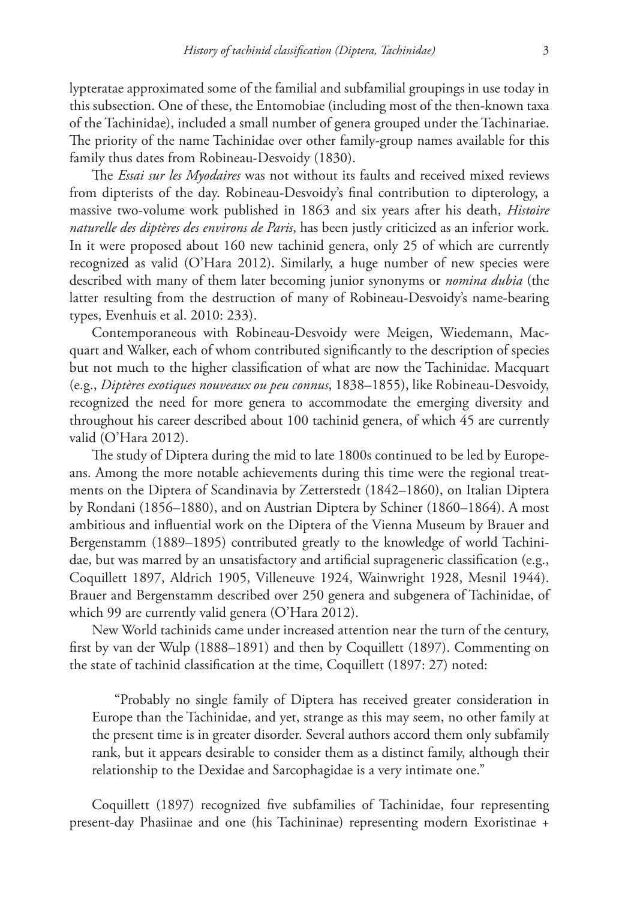lypteratae approximated some of the familial and subfamilial groupings in use today in this subsection. One of these, the Entomobiae (including most of the then-known taxa of the Tachinidae), included a small number of genera grouped under the Tachinariae. The priority of the name Tachinidae over other family-group names available for this family thus dates from Robineau-Desvoidy (1830).

The *Essai sur les Myodaires* was not without its faults and received mixed reviews from dipterists of the day. Robineau-Desvoidy's final contribution to dipterology, a massive two-volume work published in 1863 and six years after his death, *Histoire naturelle des diptères des environs de Paris*, has been justly criticized as an inferior work. In it were proposed about 160 new tachinid genera, only 25 of which are currently recognized as valid (O'Hara 2012). Similarly, a huge number of new species were described with many of them later becoming junior synonyms or *nomina dubia* (the latter resulting from the destruction of many of Robineau-Desvoidy's name-bearing types, Evenhuis et al. 2010: 233).

Contemporaneous with Robineau-Desvoidy were Meigen, Wiedemann, Macquart and Walker, each of whom contributed significantly to the description of species but not much to the higher classification of what are now the Tachinidae. Macquart (e.g., *Diptères exotiques nouveaux ou peu connus*, 1838–1855), like Robineau-Desvoidy, recognized the need for more genera to accommodate the emerging diversity and throughout his career described about 100 tachinid genera, of which 45 are currently valid (O'Hara 2012).

The study of Diptera during the mid to late 1800s continued to be led by Europeans. Among the more notable achievements during this time were the regional treatments on the Diptera of Scandinavia by Zetterstedt (1842–1860), on Italian Diptera by Rondani (1856–1880), and on Austrian Diptera by Schiner (1860–1864). A most ambitious and influential work on the Diptera of the Vienna Museum by Brauer and Bergenstamm (1889–1895) contributed greatly to the knowledge of world Tachinidae, but was marred by an unsatisfactory and artificial suprageneric classification (e.g., Coquillett 1897, Aldrich 1905, Villeneuve 1924, Wainwright 1928, Mesnil 1944). Brauer and Bergenstamm described over 250 genera and subgenera of Tachinidae, of which 99 are currently valid genera (O'Hara 2012).

New World tachinids came under increased attention near the turn of the century, first by van der Wulp (1888–1891) and then by Coquillett (1897). Commenting on the state of tachinid classification at the time, Coquillett (1897: 27) noted:

> "Probably no single family of Diptera has received greater consideration in Europe than the Tachinidae, and yet, strange as this may seem, no other family at the present time is in greater disorder. Several authors accord them only subfamily rank, but it appears desirable to consider them as a distinct family, although their relationship to the Dexidae and Sarcophagidae is a very intimate one."

Coquillett (1897) recognized five subfamilies of Tachinidae, four representing present-day Phasiinae and one (his Tachininae) representing modern Exoristinae +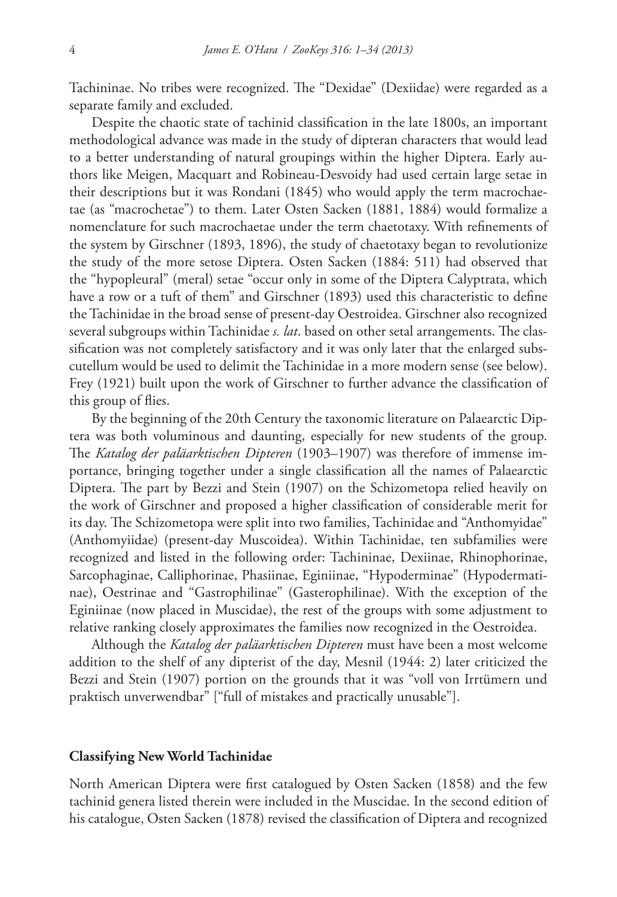Tachininae. No tribes were recognized. The "Dexidae" (Dexiidae) were regarded as a separate family and excluded.

Despite the chaotic state of tachinid classification in the late 1800s, an important methodological advance was made in the study of dipteran characters that would lead to a better understanding of natural groupings within the higher Diptera. Early authors like Meigen, Macquart and Robineau-Desvoidy had used certain large setae in their descriptions but it was Rondani (1845) who would apply the term macrochaetae (as "macrochetae") to them. Later Osten Sacken (1881, 1884) would formalize a nomenclature for such macrochaetae under the term chaetotaxy. With refinements of the system by Girschner (1893, 1896), the study of chaetotaxy began to revolutionize the study of the more setose Diptera. Osten Sacken (1884: 511) had observed that the "hypopleural" (meral) setae "occur only in some of the Diptera Calyptrata, which have a row or a tuft of them" and Girschner (1893) used this characteristic to define the Tachinidae in the broad sense of present-day Oestroidea. Girschner also recognized several subgroups within Tachinidae *s. lat*. based on other setal arrangements. The classification was not completely satisfactory and it was only later that the enlarged subscutellum would be used to delimit the Tachinidae in a more modern sense (see below). Frey (1921) built upon the work of Girschner to further advance the classification of this group of flies.

By the beginning of the 20th Century the taxonomic literature on Palaearctic Diptera was both voluminous and daunting, especially for new students of the group. The *Katalog der paläarktischen Dipteren* (1903–1907) was therefore of immense importance, bringing together under a single classification all the names of Palaearctic Diptera. The part by Bezzi and Stein (1907) on the Schizometopa relied heavily on the work of Girschner and proposed a higher classification of considerable merit for its day. The Schizometopa were split into two families, Tachinidae and "Anthomyidae" (Anthomyiidae) (present-day Muscoidea). Within Tachinidae, ten subfamilies were recognized and listed in the following order: Tachininae, Dexiinae, Rhinophorinae, Sarcophaginae, Calliphorinae, Phasiinae, Eginiinae, "Hypoderminae" (Hypodermatinae), Oestrinae and "Gastrophilinae" (Gasterophilinae). With the exception of the Eginiinae (now placed in Muscidae), the rest of the groups with some adjustment to relative ranking closely approximates the families now recognized in the Oestroidea.

Although the *Katalog der paläarktischen Dipteren* must have been a most welcome addition to the shelf of any dipterist of the day, Mesnil (1944: 2) later criticized the Bezzi and Stein (1907) portion on the grounds that it was "voll von Irrtümern und praktisch unverwendbar" ["full of mistakes and practically unusable"].

## Classifying New World Tachinidae

North American Diptera were first catalogued by Osten Sacken (1858) and the few tachinid genera listed therein were included in the Muscidae. In the second edition of his catalogue, Osten Sacken (1878) revised the classification of Diptera and recognized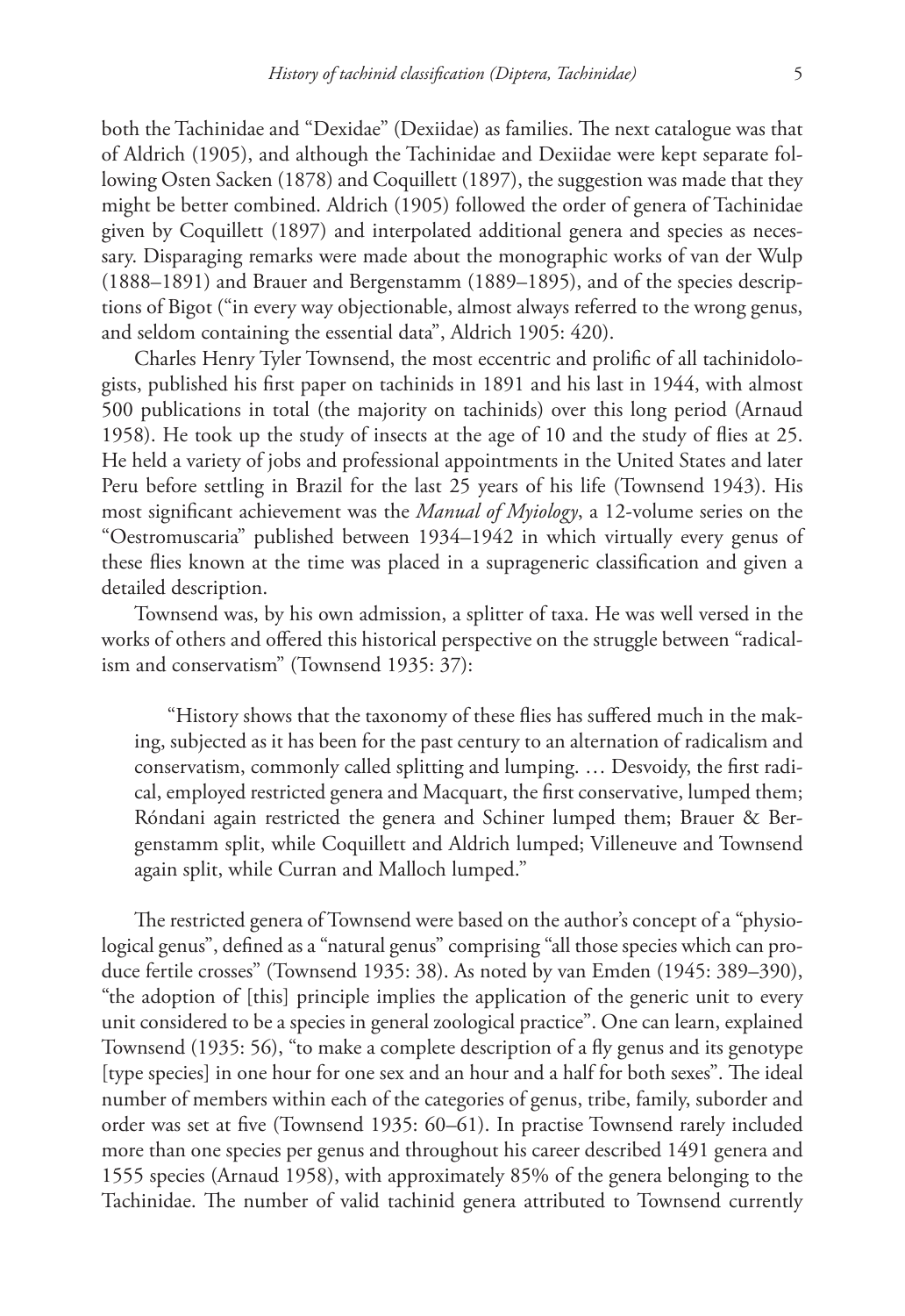both the Tachinidae and "Dexidae" (Dexiidae) as families. The next catalogue was that of Aldrich (1905), and although the Tachinidae and Dexiidae were kept separate following Osten Sacken (1878) and Coquillett (1897), the suggestion was made that they might be better combined. Aldrich (1905) followed the order of genera of Tachinidae given by Coquillett (1897) and interpolated additional genera and species as necessary. Disparaging remarks were made about the monographic works of van der Wulp (1888–1891) and Brauer and Bergenstamm (1889–1895), and of the species descriptions of Bigot ("in every way objectionable, almost always referred to the wrong genus, and seldom containing the essential data", Aldrich 1905: 420).

Charles Henry Tyler Townsend, the most eccentric and prolific of all tachinidologists, published his first paper on tachinids in 1891 and his last in 1944, with almost 500 publications in total (the majority on tachinids) over this long period (Arnaud 1958). He took up the study of insects at the age of 10 and the study of flies at 25. He held a variety of jobs and professional appointments in the United States and later Peru before settling in Brazil for the last 25 years of his life (Townsend 1943). His most significant achievement was the *Manual of Myiology*, a 12-volume series on the "Oestromuscaria" published between 1934–1942 in which virtually every genus of these flies known at the time was placed in a suprageneric classification and given a detailed description.

Townsend was, by his own admission, a splitter of taxa. He was well versed in the works of others and offered this historical perspective on the struggle between "radicalism and conservatism" (Townsend 1935: 37):

> "History shows that the taxonomy of these flies has suffered much in the making, subjected as it has been for the past century to an alternation of radicalism and conservatism, commonly called splitting and lumping. … Desvoidy, the first radical, employed restricted genera and Macquart, the first conservative, lumped them; Róndani again restricted the genera and Schiner lumped them; Brauer & Bergenstamm split, while Coquillett and Aldrich lumped; Villeneuve and Townsend again split, while Curran and Malloch lumped."

The restricted genera of Townsend were based on the author's concept of a "physiological genus", defined as a "natural genus" comprising "all those species which can produce fertile crosses" (Townsend 1935: 38). As noted by van Emden (1945: 389–390), "the adoption of [this] principle implies the application of the generic unit to every unit considered to be a species in general zoological practice". One can learn, explained Townsend (1935: 56), "to make a complete description of a fly genus and its genotype [type species] in one hour for one sex and an hour and a half for both sexes". The ideal number of members within each of the categories of genus, tribe, family, suborder and order was set at five (Townsend 1935: 60–61). In practise Townsend rarely included more than one species per genus and throughout his career described 1491 genera and 1555 species (Arnaud 1958), with approximately 85% of the genera belonging to the Tachinidae. The number of valid tachinid genera attributed to Townsend currently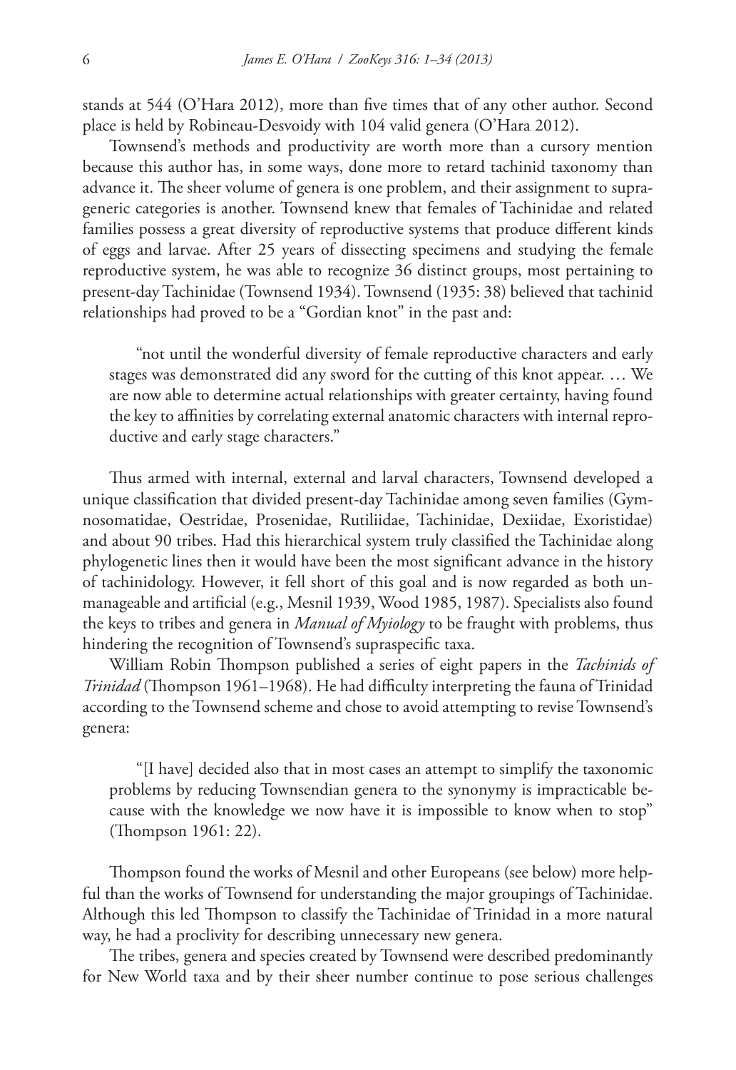stands at 544 (O'Hara 2012), more than five times that of any other author. Second place is held by Robineau-Desvoidy with 104 valid genera (O'Hara 2012).

Townsend's methods and productivity are worth more than a cursory mention because this author has, in some ways, done more to retard tachinid taxonomy than advance it. The sheer volume of genera is one problem, and their assignment to supra-generic categories is another. Townsend knew that females of Tachinidae and related families possess a great diversity of reproductive systems that produce different kinds of eggs and larvae. After 25 years of dissecting specimens and studying the female reproductive system, he was able to recognize 36 distinct groups, most pertaining to present-day Tachinidae (Townsend 1934). Townsend (1935: 38) believed that tachinid relationships had proved to be a "Gordian knot" in the past and:

> "not until the wonderful diversity of female reproductive characters and early stages was demonstrated did any sword for the cutting of this knot appear. … We are now able to determine actual relationships with greater certainty, having found the key to affinities by correlating external anatomic characters with internal reproductive and early stage characters."

Thus armed with internal, external and larval characters, Townsend developed a unique classification that divided present-day Tachinidae among seven families (Gymnosomatidae, Oestridae, Prosenidae, Rutiliidae, Tachinidae, Dexiidae, Exoristidae) and about 90 tribes. Had this hierarchical system truly classified the Tachinidae along phylogenetic lines then it would have been the most significant advance in the history of tachinidology. However, it fell short of this goal and is now regarded as both unmanageable and artificial (e.g., Mesnil 1939, Wood 1985, 1987). Specialists also found the keys to tribes and genera in *Manual of Myiology* to be fraught with problems, thus hindering the recognition of Townsend's supraspecific taxa.

William Robin Thompson published a series of eight papers in the *Tachinids of Trinidad* (Thompson 1961–1968). He had difficulty interpreting the fauna of Trinidad according to the Townsend scheme and chose to avoid attempting to revise Townsend's genera:

> "[I have] decided also that in most cases an attempt to simplify the taxonomic problems by reducing Townsendian genera to the synonymy is impracticable because with the knowledge we now have it is impossible to know when to stop" (Thompson 1961: 22).

Thompson found the works of Mesnil and other Europeans (see below) more helpful than the works of Townsend for understanding the major groupings of Tachinidae. Although this led Thompson to classify the Tachinidae of Trinidad in a more natural way, he had a proclivity for describing unnecessary new genera.

The tribes, genera and species created by Townsend were described predominantly for New World taxa and by their sheer number continue to pose serious challenges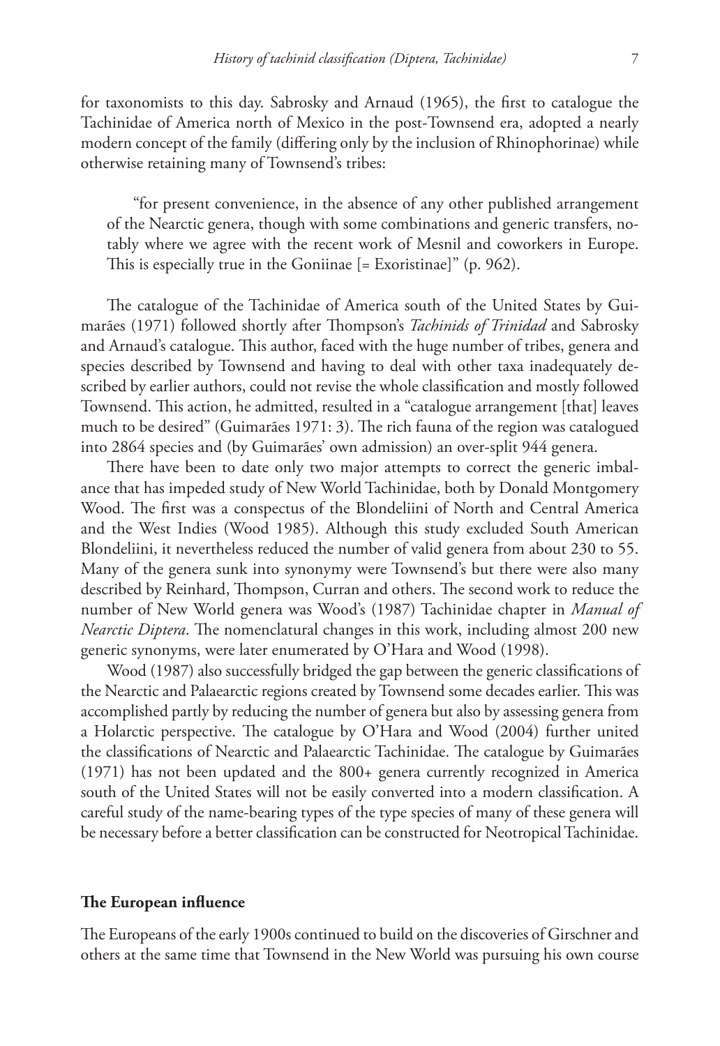for taxonomists to this day. Sabrosky and Arnaud (1965), the first to catalogue the Tachinidae of America north of Mexico in the post-Townsend era, adopted a nearly modern concept of the family (differing only by the inclusion of Rhinophorinae) while otherwise retaining many of Townsend's tribes:

> "for present convenience, in the absence of any other published arrangement of the Nearctic genera, though with some combinations and generic transfers, notably where we agree with the recent work of Mesnil and coworkers in Europe. This is especially true in the Goniinae [= Exoristinae]" (p. 962).

The catalogue of the Tachinidae of America south of the United States by Guimarães (1971) followed shortly after Thompson's *Tachinids of Trinidad* and Sabrosky and Arnaud's catalogue. This author, faced with the huge number of tribes, genera and species described by Townsend and having to deal with other taxa inadequately described by earlier authors, could not revise the whole classification and mostly followed Townsend. This action, he admitted, resulted in a "catalogue arrangement [that] leaves much to be desired" (Guimarães 1971: 3). The rich fauna of the region was catalogued into 2864 species and (by Guimarães' own admission) an over-split 944 genera.

There have been to date only two major attempts to correct the generic imbalance that has impeded study of New World Tachinidae, both by Donald Montgomery Wood. The first was a conspectus of the Blondeliini of North and Central America and the West Indies (Wood 1985). Although this study excluded South American Blondeliini, it nevertheless reduced the number of valid genera from about 230 to 55. Many of the genera sunk into synonymy were Townsend's but there were also many described by Reinhard, Thompson, Curran and others. The second work to reduce the number of New World genera was Wood's (1987) Tachinidae chapter in *Manual of Nearctic Diptera*. The nomenclatural changes in this work, including almost 200 new generic synonyms, were later enumerated by O'Hara and Wood (1998).

Wood (1987) also successfully bridged the gap between the generic classifications of the Nearctic and Palaearctic regions created by Townsend some decades earlier. This was accomplished partly by reducing the number of genera but also by assessing genera from a Holarctic perspective. The catalogue by O'Hara and Wood (2004) further united the classifications of Nearctic and Palaearctic Tachinidae. The catalogue by Guimarães (1971) has not been updated and the 800+ genera currently recognized in America south of the United States will not be easily converted into a modern classification. A careful study of the name-bearing types of the type species of many of these genera will be necessary before a better classification can be constructed for Neotropical Tachinidae.

## The European influence

The Europeans of the early 1900s continued to build on the discoveries of Girschner and others at the same time that Townsend in the New World was pursuing his own course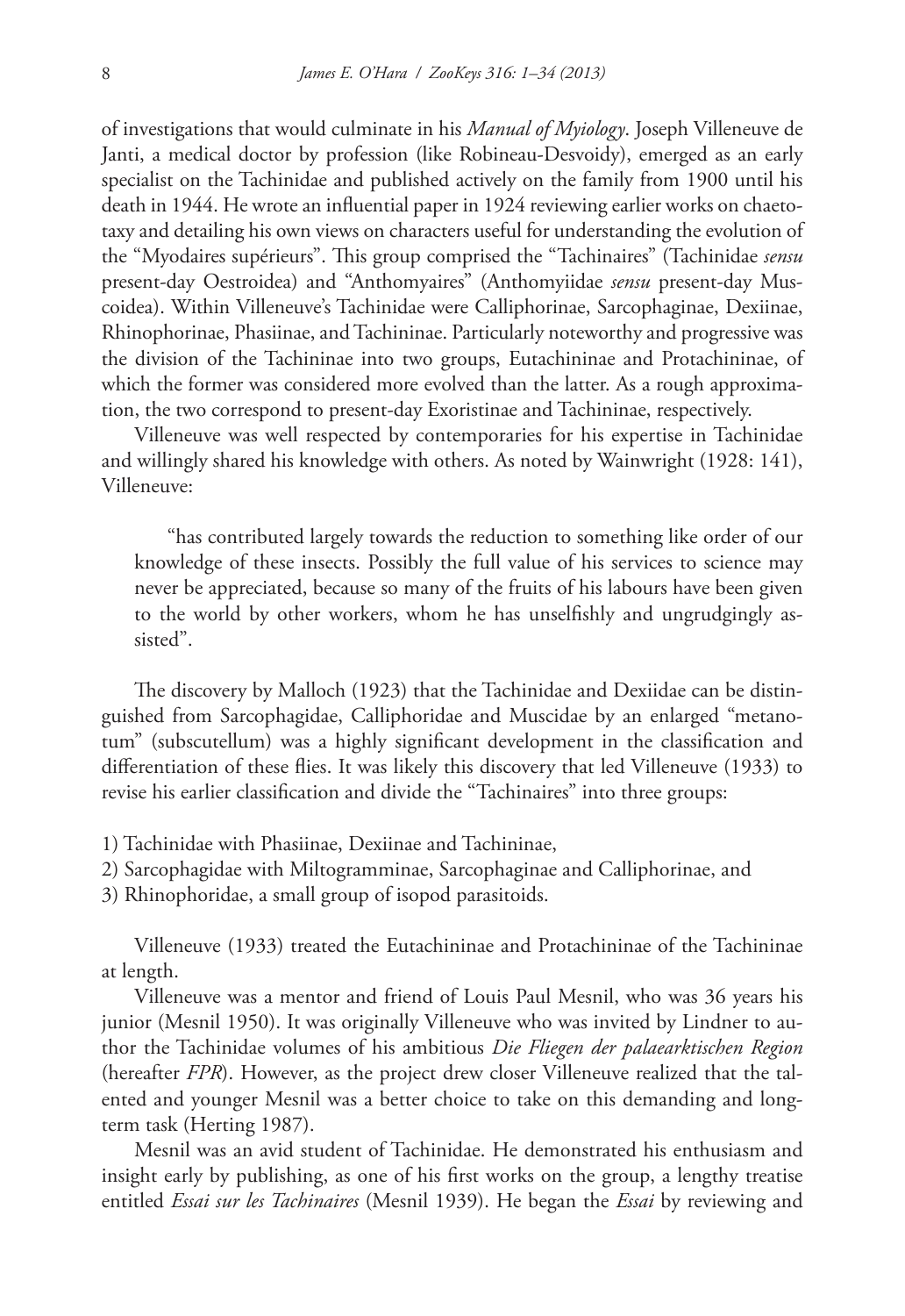of investigations that would culminate in his *Manual of Myiology*. Joseph Villeneuve de Janti, a medical doctor by profession (like Robineau-Desvoidy), emerged as an early specialist on the Tachinidae and published actively on the family from 1900 until his death in 1944. He wrote an influential paper in 1924 reviewing earlier works on chaetotaxy and detailing his own views on characters useful for understanding the evolution of the "Myodaires supérieurs". This group comprised the "Tachinaires" (Tachinidae *sensu* present-day Oestroidea) and "Anthomyaires" (Anthomyiidae *sensu* present-day Muscoidea). Within Villeneuve's Tachinidae were Calliphorinae, Sarcophaginae, Dexiinae, Rhinophorinae, Phasiinae, and Tachininae. Particularly noteworthy and progressive was the division of the Tachininae into two groups, Eutachininae and Protachininae, of which the former was considered more evolved than the latter. As a rough approximation, the two correspond to present-day Exoristinae and Tachininae, respectively.

Villeneuve was well respected by contemporaries for his expertise in Tachinidae and willingly shared his knowledge with others. As noted by Wainwright (1928: 141), Villeneuve:

> "has contributed largely towards the reduction to something like order of our knowledge of these insects. Possibly the full value of his services to science may never be appreciated, because so many of the fruits of his labours have been given to the world by other workers, whom he has unselfishly and ungrudgingly assisted".

The discovery by Malloch (1923) that the Tachinidae and Dexiidae can be distinguished from Sarcophagidae, Calliphoridae and Muscidae by an enlarged "metanotum" (subscutellum) was a highly significant development in the classification and differentiation of these flies. It was likely this discovery that led Villeneuve (1933) to revise his earlier classification and divide the "Tachinaires" into three groups:

1) Tachinidae with Phasiinae, Dexiinae and Tachininae,
2) Sarcophagidae with Miltogramminae, Sarcophaginae and Calliphorinae, and
3) Rhinophoridae, a small group of isopod parasitoids.

Villeneuve (1933) treated the Eutachininae and Protachininae of the Tachininae at length.

Villeneuve was a mentor and friend of Louis Paul Mesnil, who was 36 years his junior (Mesnil 1950). It was originally Villeneuve who was invited by Lindner to author the Tachinidae volumes of his ambitious *Die Fliegen der palaearktischen Region* (hereafter *FPR*). However, as the project drew closer Villeneuve realized that the talented and younger Mesnil was a better choice to take on this demanding and long-term task (Herting 1987).

Mesnil was an avid student of Tachinidae. He demonstrated his enthusiasm and insight early by publishing, as one of his first works on the group, a lengthy treatise entitled *Essai sur les Tachinaires* (Mesnil 1939). He began the *Essai* by reviewing and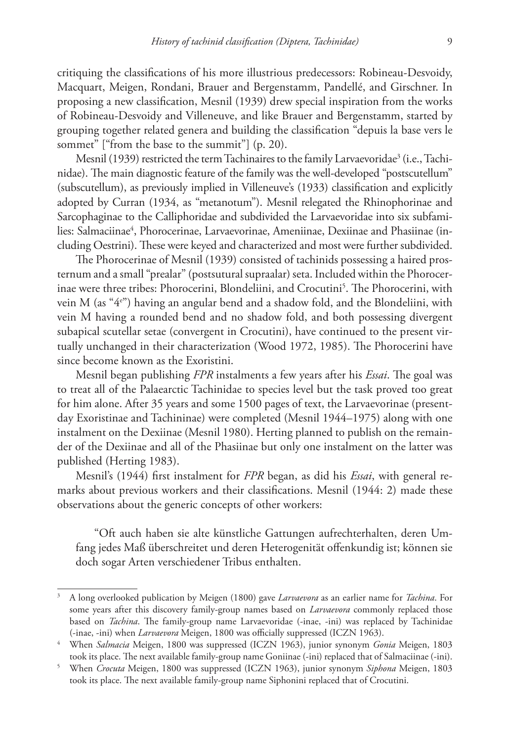critiquing the classifications of his more illustrious predecessors: Robineau-Desvoidy, Macquart, Meigen, Rondani, Brauer and Bergenstamm, Pandellé, and Girschner. In proposing a new classification, Mesnil (1939) drew special inspiration from the works of Robineau-Desvoidy and Villeneuve, and like Brauer and Bergenstamm, started by grouping together related genera and building the classification "depuis la base vers le sommet" ["from the base to the summit"] (p. 20).

Mesnil (1939) restricted the term Tachinaires to the family Larvaevoridae[3] (i.e., Tachinidae). The main diagnostic feature of the family was the well-developed "postscutellum" (subscutellum), as previously implied in Villeneuve's (1933) classification and explicitly adopted by Curran (1934, as "metanotum"). Mesnil relegated the Rhinophorinae and Sarcophaginae to the Calliphoridae and subdivided the Larvaevoridae into six subfamilies: Salmaciinae[4], Phorocerinae, Larvaevorinae, Ameniinae, Dexiinae and Phasiinae (including Oestrini). These were keyed and characterized and most were further subdivided.

The Phorocerinae of Mesnil (1939) consisted of tachinids possessing a haired prosternum and a small "prealar" (postsutural supraalar) seta. Included within the Phorocerinae were three tribes: Phorocerini, Blondeliini, and Crocutini[5]. The Phorocerini, with vein M (as "4ᵉ") having an angular bend and a shadow fold, and the Blondeliini, with vein M having a rounded bend and no shadow fold, and both possessing divergent subapical scutellar setae (convergent in Crocutini), have continued to the present virtually unchanged in their characterization (Wood 1972, 1985). The Phorocerini have since become known as the Exoristini.

Mesnil began publishing *FPR* instalments a few years after his *Essai*. The goal was to treat all of the Palaearctic Tachinidae to species level but the task proved too great for him alone. After 35 years and some 1500 pages of text, the Larvaevorinae (present-day Exoristinae and Tachininae) were completed (Mesnil 1944–1975) along with one instalment on the Dexiinae (Mesnil 1980). Herting planned to publish on the remainder of the Dexiinae and all of the Phasiinae but only one instalment on the latter was published (Herting 1983).

Mesnil's (1944) first instalment for *FPR* began, as did his *Essai*, with general remarks about previous workers and their classifications. Mesnil (1944: 2) made these observations about the generic concepts of other workers:

> "Oft auch haben sie alte künstliche Gattungen aufrechterhalten, deren Umfang jedes Maß überschreitet und deren Heterogenität offenkundig ist; können sie doch sogar Arten verschiedener Tribus enthalten.

---

[3] A long overlooked publication by Meigen (1800) gave *Larvaevora* as an earlier name for *Tachina*. For some years after this discovery family-group names based on *Larvaevora* commonly replaced those based on *Tachina*. The family-group name Larvaevoridae (-inae, -ini) was replaced by Tachinidae (-inae, -ini) when *Larvaevora* Meigen, 1800 was officially suppressed (ICZN 1963).

[4] When *Salmacia* Meigen, 1800 was suppressed (ICZN 1963), junior synonym *Gonia* Meigen, 1803 took its place. The next available family-group name Goniinae (-ini) replaced that of Salmaciinae (-ini).

[5] When *Crocuta* Meigen, 1800 was suppressed (ICZN 1963), junior synonym *Siphona* Meigen, 1803 took its place. The next available family-group name Siphonini replaced that of Crocutini.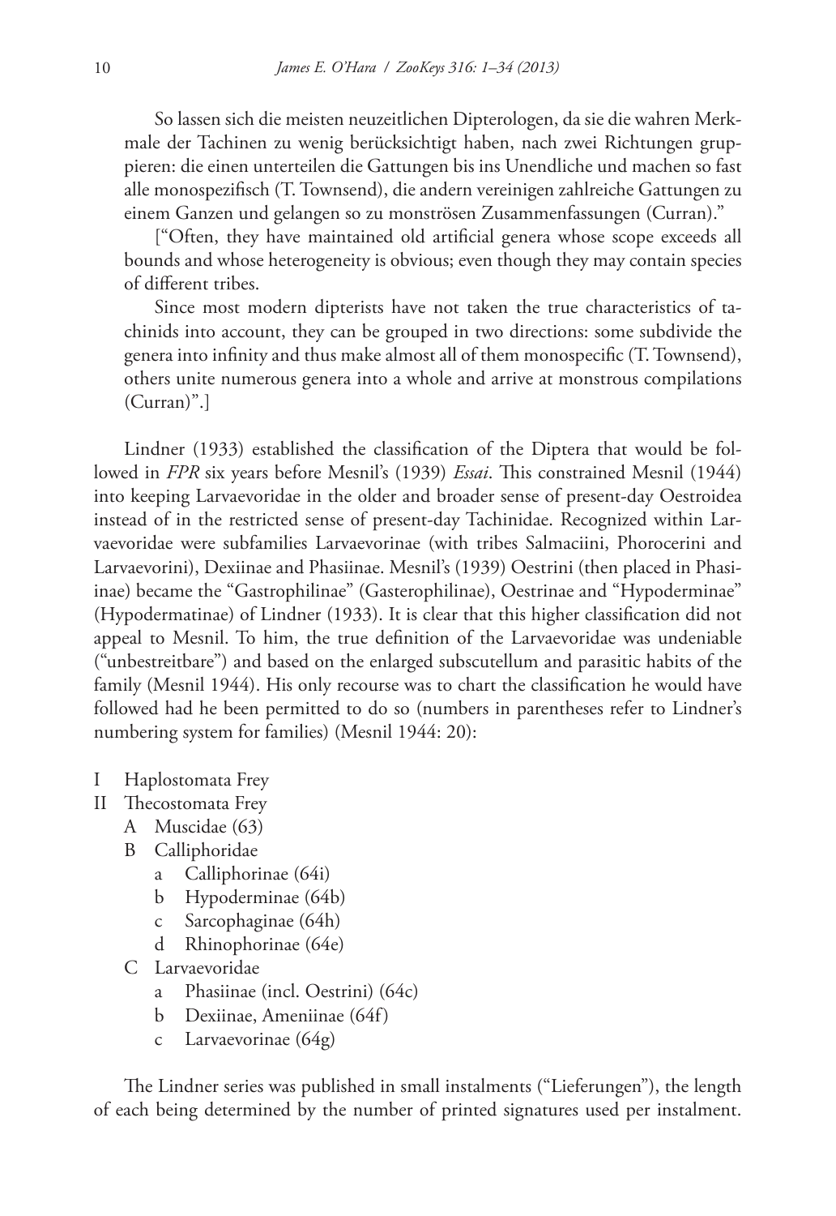So lassen sich die meisten neuzeitlichen Dipterologen, da sie die wahren Merkmale der Tachinen zu wenig berücksichtigt haben, nach zwei Richtungen gruppieren: die einen unterteilen die Gattungen bis ins Unendliche und machen so fast alle monospezifisch (T. Townsend), die andern vereinigen zahlreiche Gattungen zu einem Ganzen und gelangen so zu monströsen Zusammenfassungen (Curran)."

["Often, they have maintained old artificial genera whose scope exceeds all bounds and whose heterogeneity is obvious; even though they may contain species of different tribes.

Since most modern dipterists have not taken the true characteristics of tachinids into account, they can be grouped in two directions: some subdivide the genera into infinity and thus make almost all of them monospecific (T. Townsend), others unite numerous genera into a whole and arrive at monstrous compilations (Curran)".]

Lindner (1933) established the classification of the Diptera that would be followed in *FPR* six years before Mesnil's (1939) *Essai*. This constrained Mesnil (1944) into keeping Larvaevoridae in the older and broader sense of present-day Oestroidea instead of in the restricted sense of present-day Tachinidae. Recognized within Larvaevoridae were subfamilies Larvaevorinae (with tribes Salmaciini, Phorocerini and Larvaevorini), Dexiinae and Phasiinae. Mesnil's (1939) Oestrini (then placed in Phasiinae) became the "Gastrophilinae" (Gasterophilinae), Oestrinae and "Hypoderminae" (Hypodermatinae) of Lindner (1933). It is clear that this higher classification did not appeal to Mesnil. To him, the true definition of the Larvaevoridae was undeniable ("unbestreitbare") and based on the enlarged subscutellum and parasitic habits of the family (Mesnil 1944). His only recourse was to chart the classification he would have followed had he been permitted to do so (numbers in parentheses refer to Lindner's numbering system for families) (Mesnil 1944: 20):

- I Haplostomata Frey
- II Thecostomata Frey
  - A Muscidae (63)
  - B Calliphoridae
    - a Calliphorinae (64i)
    - b Hypoderminae (64b)
    - c Sarcophaginae (64h)
    - d Rhinophorinae (64e)
  - C Larvaevoridae
    - a Phasiinae (incl. Oestrini) (64c)
    - b Dexiinae, Ameniinae (64f)
    - c Larvaevorinae (64g)

The Lindner series was published in small instalments ("Lieferungen"), the length of each being determined by the number of printed signatures used per instalment.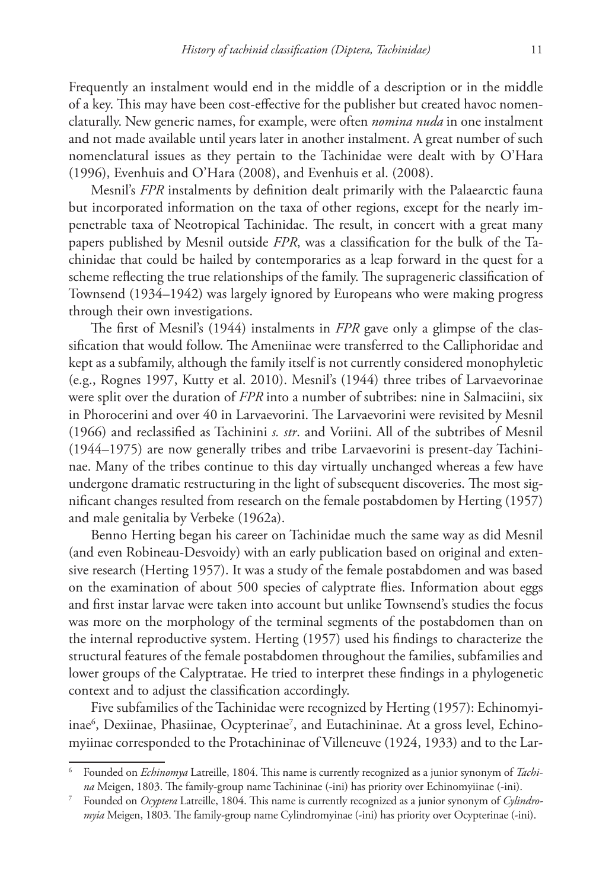Frequently an instalment would end in the middle of a description or in the middle of a key. This may have been cost-effective for the publisher but created havoc nomenclaturally. New generic names, for example, were often *nomina nuda* in one instalment and not made available until years later in another instalment. A great number of such nomenclatural issues as they pertain to the Tachinidae were dealt with by O'Hara (1996), Evenhuis and O'Hara (2008), and Evenhuis et al. (2008).

Mesnil's *FPR* instalments by definition dealt primarily with the Palaearctic fauna but incorporated information on the taxa of other regions, except for the nearly impenetrable taxa of Neotropical Tachinidae. The result, in concert with a great many papers published by Mesnil outside *FPR*, was a classification for the bulk of the Tachinidae that could be hailed by contemporaries as a leap forward in the quest for a scheme reflecting the true relationships of the family. The suprageneric classification of Townsend (1934–1942) was largely ignored by Europeans who were making progress through their own investigations.

The first of Mesnil's (1944) instalments in *FPR* gave only a glimpse of the classification that would follow. The Ameniinae were transferred to the Calliphoridae and kept as a subfamily, although the family itself is not currently considered monophyletic (e.g., Rognes 1997, Kutty et al. 2010). Mesnil's (1944) three tribes of Larvaevorinae were split over the duration of *FPR* into a number of subtribes: nine in Salmaciini, six in Phorocerini and over 40 in Larvaevorini. The Larvaevorini were revisited by Mesnil (1966) and reclassified as Tachinini *s. str*. and Voriini. All of the subtribes of Mesnil (1944–1975) are now generally tribes and tribe Larvaevorini is present-day Tachininae. Many of the tribes continue to this day virtually unchanged whereas a few have undergone dramatic restructuring in the light of subsequent discoveries. The most significant changes resulted from research on the female postabdomen by Herting (1957) and male genitalia by Verbeke (1962a).

Benno Herting began his career on Tachinidae much the same way as did Mesnil (and even Robineau-Desvoidy) with an early publication based on original and extensive research (Herting 1957). It was a study of the female postabdomen and was based on the examination of about 500 species of calyptrate flies. Information about eggs and first instar larvae were taken into account but unlike Townsend's studies the focus was more on the morphology of the terminal segments of the postabdomen than on the internal reproductive system. Herting (1957) used his findings to characterize the structural features of the female postabdomen throughout the families, subfamilies and lower groups of the Calyptratae. He tried to interpret these findings in a phylogenetic context and to adjust the classification accordingly.

Five subfamilies of the Tachinidae were recognized by Herting (1957): Echinomyiinae[6], Dexiinae, Phasiinae, Ocypterinae[7], and Eutachininae. At a gross level, Echinomyiinae corresponded to the Protachininae of Villeneuve (1924, 1933) and to the Lar-

---

[6] Founded on *Echinomya* Latreille, 1804. This name is currently recognized as a junior synonym of *Tachina* Meigen, 1803. The family-group name Tachininae (-ini) has priority over Echinomyiinae (-ini).

[7] Founded on *Ocyptera* Latreille, 1804. This name is currently recognized as a junior synonym of *Cylindromyia* Meigen, 1803. The family-group name Cylindromyinae (-ini) has priority over Ocypterinae (-ini).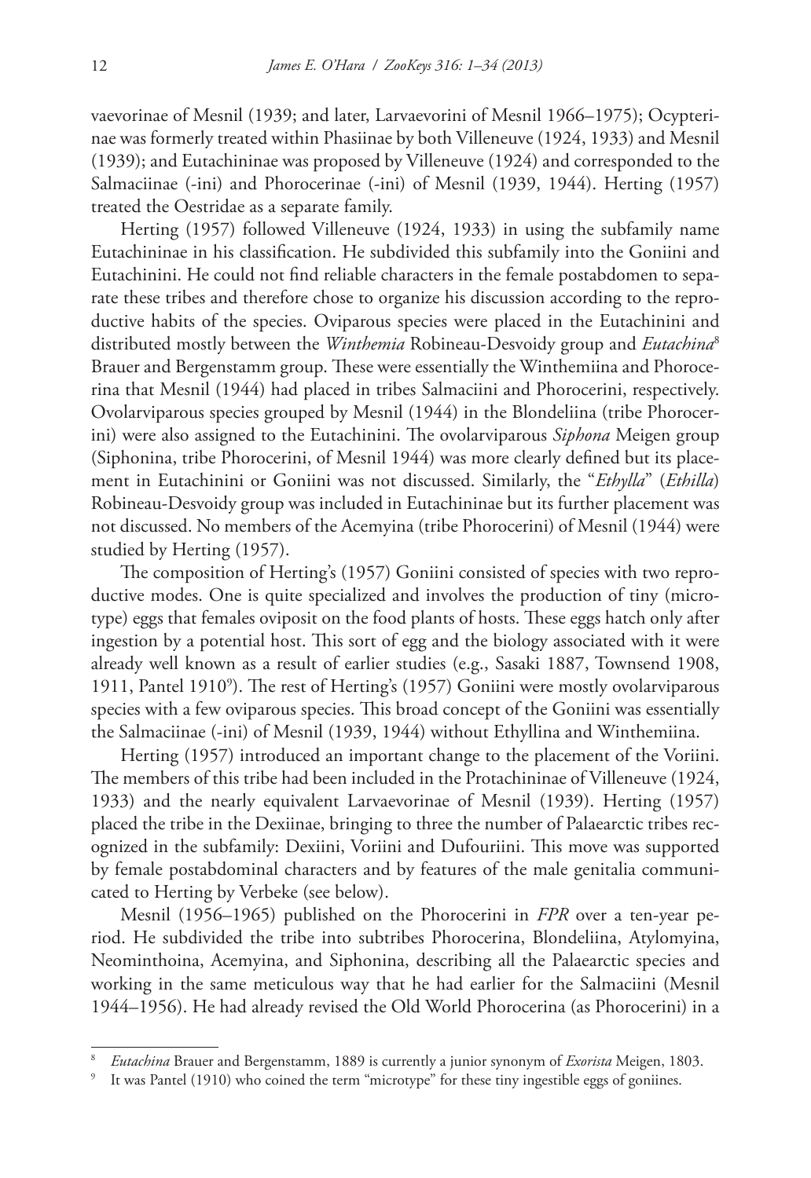vaevorinae of Mesnil (1939; and later, Larvaevorini of Mesnil 1966–1975); Ocypterinae was formerly treated within Phasiinae by both Villeneuve (1924, 1933) and Mesnil (1939); and Eutachininae was proposed by Villeneuve (1924) and corresponded to the Salmaciinae (-ini) and Phorocerinae (-ini) of Mesnil (1939, 1944). Herting (1957) treated the Oestridae as a separate family.

Herting (1957) followed Villeneuve (1924, 1933) in using the subfamily name Eutachininae in his classification. He subdivided this subfamily into the Goniini and Eutachinini. He could not find reliable characters in the female postabdomen to separate these tribes and therefore chose to organize his discussion according to the reproductive habits of the species. Oviparous species were placed in the Eutachinini and distributed mostly between the *Winthemia* Robineau-Desvoidy group and *Eutachina*[8] Brauer and Bergenstamm group. These were essentially the Winthemiina and Phorocerina that Mesnil (1944) had placed in tribes Salmaciini and Phorocerini, respectively. Ovolarviparous species grouped by Mesnil (1944) in the Blondeliina (tribe Phorocerini) were also assigned to the Eutachinini. The ovolarviparous *Siphona* Meigen group (Siphonina, tribe Phorocerini, of Mesnil 1944) was more clearly defined but its placement in Eutachinini or Goniini was not discussed. Similarly, the "*Ethylla*" (*Ethilla*) Robineau-Desvoidy group was included in Eutachininae but its further placement was not discussed. No members of the Acemyina (tribe Phorocerini) of Mesnil (1944) were studied by Herting (1957).

The composition of Herting's (1957) Goniini consisted of species with two reproductive modes. One is quite specialized and involves the production of tiny (microtype) eggs that females oviposit on the food plants of hosts. These eggs hatch only after ingestion by a potential host. This sort of egg and the biology associated with it were already well known as a result of earlier studies (e.g., Sasaki 1887, Townsend 1908, 1911, Pantel 1910[9]). The rest of Herting's (1957) Goniini were mostly ovolarviparous species with a few oviparous species. This broad concept of the Goniini was essentially the Salmaciinae (-ini) of Mesnil (1939, 1944) without Ethyllina and Winthemiina.

Herting (1957) introduced an important change to the placement of the Voriini. The members of this tribe had been included in the Protachininae of Villeneuve (1924, 1933) and the nearly equivalent Larvaevorinae of Mesnil (1939). Herting (1957) placed the tribe in the Dexiinae, bringing to three the number of Palaearctic tribes recognized in the subfamily: Dexiini, Voriini and Dufouriini. This move was supported by female postabdominal characters and by features of the male genitalia communicated to Herting by Verbeke (see below).

Mesnil (1956–1965) published on the Phorocerini in *FPR* over a ten-year period. He subdivided the tribe into subtribes Phorocerina, Blondeliina, Atylomyina, Neominthoina, Acemyina, and Siphonina, describing all the Palaearctic species and working in the same meticulous way that he had earlier for the Salmaciini (Mesnil 1944–1956). He had already revised the Old World Phorocerina (as Phorocerini) in a

---

[8] *Eutachina* Brauer and Bergenstamm, 1889 is currently a junior synonym of *Exorista* Meigen, 1803.

[9] It was Pantel (1910) who coined the term "microtype" for these tiny ingestible eggs of goniines.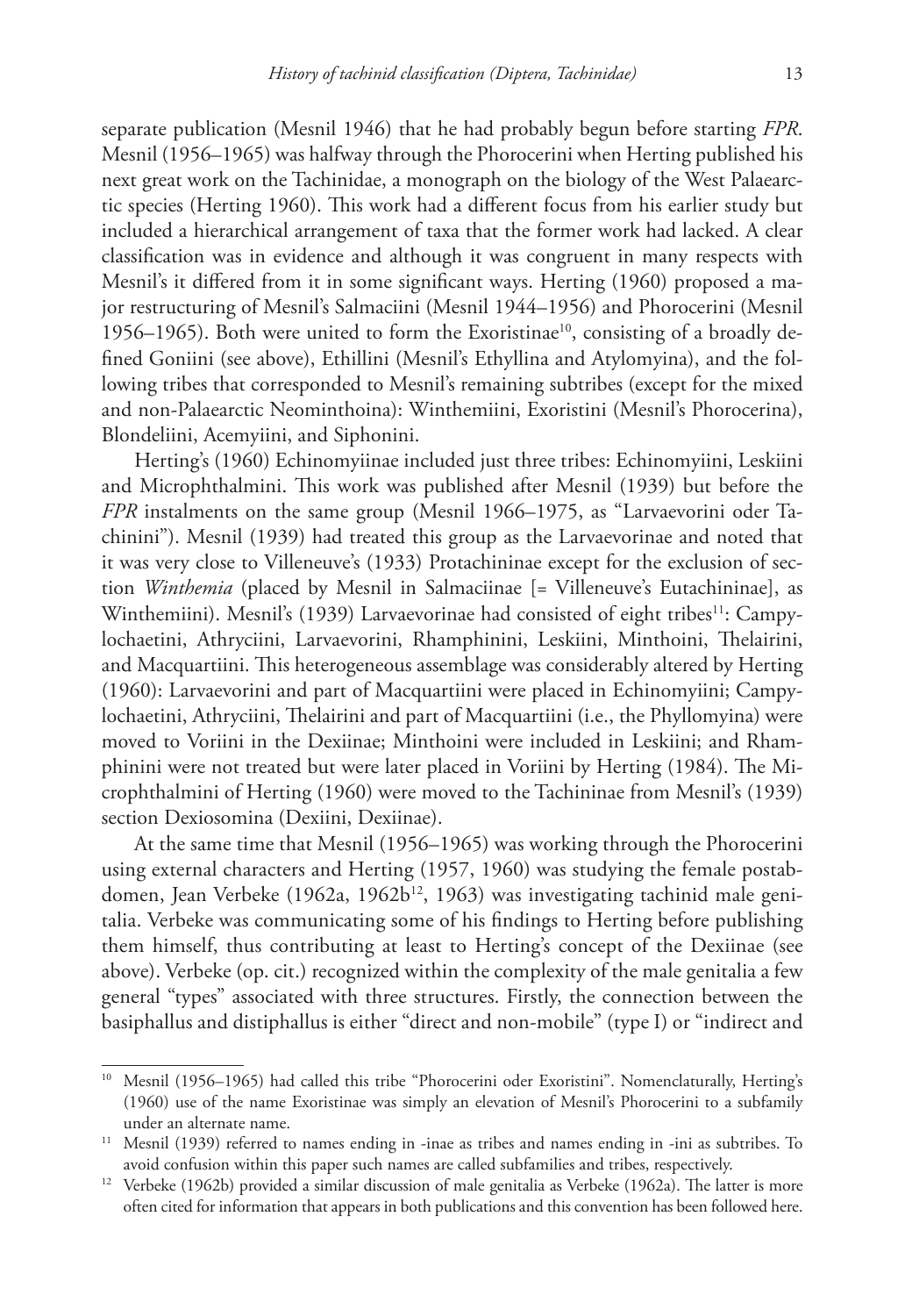separate publication (Mesnil 1946) that he had probably begun before starting *FPR*. Mesnil (1956–1965) was halfway through the Phorocerini when Herting published his next great work on the Tachinidae, a monograph on the biology of the West Palaearctic species (Herting 1960). This work had a different focus from his earlier study but included a hierarchical arrangement of taxa that the former work had lacked. A clear classification was in evidence and although it was congruent in many respects with Mesnil's it differed from it in some significant ways. Herting (1960) proposed a major restructuring of Mesnil's Salmaciini (Mesnil 1944–1956) and Phorocerini (Mesnil 1956–1965). Both were united to form the Exoristinae[10], consisting of a broadly defined Goniini (see above), Ethillini (Mesnil's Ethyllina and Atylomyina), and the following tribes that corresponded to Mesnil's remaining subtribes (except for the mixed and non-Palaearctic Neominthoina): Winthemiini, Exoristini (Mesnil's Phorocerina), Blondeliini, Acemyiini, and Siphonini.

Herting's (1960) Echinomyiinae included just three tribes: Echinomyiini, Leskiini and Microphthalmini. This work was published after Mesnil (1939) but before the *FPR* instalments on the same group (Mesnil 1966–1975, as "Larvaevorini oder Tachinini"). Mesnil (1939) had treated this group as the Larvaevorinae and noted that it was very close to Villeneuve's (1933) Protachininae except for the exclusion of section *Winthemia* (placed by Mesnil in Salmaciinae [= Villeneuve's Eutachininae], as Winthemiini). Mesnil's (1939) Larvaevorinae had consisted of eight tribes[11]: Campylochaetini, Athryciini, Larvaevorini, Rhamphinini, Leskiini, Minthoini, Thelairini, and Macquartiini. This heterogeneous assemblage was considerably altered by Herting (1960): Larvaevorini and part of Macquartiini were placed in Echinomyiini; Campylochaetini, Athryciini, Thelairini and part of Macquartiini (i.e., the Phyllomyina) were moved to Voriini in the Dexiinae; Minthoini were included in Leskiini; and Rhamphinini were not treated but were later placed in Voriini by Herting (1984). The Microphthalmini of Herting (1960) were moved to the Tachininae from Mesnil's (1939) section Dexiosomina (Dexiini, Dexiinae).

At the same time that Mesnil (1956–1965) was working through the Phorocerini using external characters and Herting (1957, 1960) was studying the female postabdomen, Jean Verbeke (1962a, 1962b[12], 1963) was investigating tachinid male genitalia. Verbeke was communicating some of his findings to Herting before publishing them himself, thus contributing at least to Herting's concept of the Dexiinae (see above). Verbeke (op. cit.) recognized within the complexity of the male genitalia a few general "types" associated with three structures. Firstly, the connection between the basiphallus and distiphallus is either "direct and non-mobile" (type I) or "indirect and

---

[10] Mesnil (1956–1965) had called this tribe "Phorocerini oder Exoristini". Nomenclaturally, Herting's (1960) use of the name Exoristinae was simply an elevation of Mesnil's Phorocerini to a subfamily under an alternate name.

[11] Mesnil (1939) referred to names ending in -inae as tribes and names ending in -ini as subtribes. To avoid confusion within this paper such names are called subfamilies and tribes, respectively.

[12] Verbeke (1962b) provided a similar discussion of male genitalia as Verbeke (1962a). The latter is more often cited for information that appears in both publications and this convention has been followed here.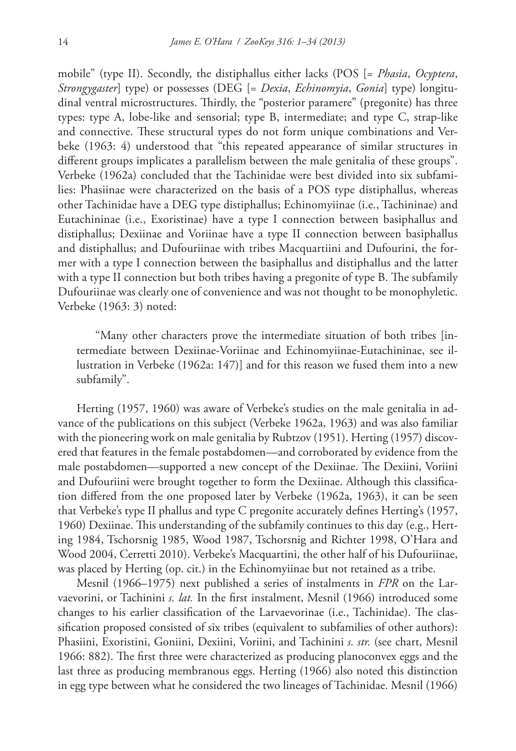mobile" (type II). Secondly, the distiphallus either lacks (POS [= *Phasia*, *Ocyptera*, *Strongygaster*] type) or possesses (DEG [= *Dexia*, *Echinomyia*, *Gonia*] type) longitudinal ventral microstructures. Thirdly, the "posterior paramere" (pregonite) has three types: type A, lobe-like and sensorial; type B, intermediate; and type C, strap-like and connective. These structural types do not form unique combinations and Verbeke (1963: 4) understood that "this repeated appearance of similar structures in different groups implicates a parallelism between the male genitalia of these groups". Verbeke (1962a) concluded that the Tachinidae were best divided into six subfamilies: Phasiinae were characterized on the basis of a POS type distiphallus, whereas other Tachinidae have a DEG type distiphallus; Echinomyiinae (i.e., Tachininae) and Eutachininae (i.e., Exoristinae) have a type I connection between basiphallus and distiphallus; Dexiinae and Voriinae have a type II connection between basiphallus and distiphallus; and Dufouriinae with tribes Macquartiini and Dufourini, the former with a type I connection between the basiphallus and distiphallus and the latter with a type II connection but both tribes having a pregonite of type B. The subfamily Dufouriinae was clearly one of convenience and was not thought to be monophyletic. Verbeke (1963: 3) noted:

> "Many other characters prove the intermediate situation of both tribes [intermediate between Dexiinae-Voriinae and Echinomyiinae-Eutachininae, see illustration in Verbeke (1962a: 147)] and for this reason we fused them into a new subfamily".

Herting (1957, 1960) was aware of Verbeke's studies on the male genitalia in advance of the publications on this subject (Verbeke 1962a, 1963) and was also familiar with the pioneering work on male genitalia by Rubtzov (1951). Herting (1957) discovered that features in the female postabdomen—and corroborated by evidence from the male postabdomen—supported a new concept of the Dexiinae. The Dexiini, Voriini and Dufouriini were brought together to form the Dexiinae. Although this classification differed from the one proposed later by Verbeke (1962a, 1963), it can be seen that Verbeke's type II phallus and type C pregonite accurately defines Herting's (1957, 1960) Dexiinae. This understanding of the subfamily continues to this day (e.g., Herting 1984, Tschorsnig 1985, Wood 1987, Tschorsnig and Richter 1998, O'Hara and Wood 2004, Cerretti 2010). Verbeke's Macquartini, the other half of his Dufouriinae, was placed by Herting (op. cit.) in the Echinomyiinae but not retained as a tribe.

Mesnil (1966–1975) next published a series of instalments in *FPR* on the Larvaevorini, or Tachinini *s. lat.* In the first instalment, Mesnil (1966) introduced some changes to his earlier classification of the Larvaevorinae (i.e., Tachinidae). The classification proposed consisted of six tribes (equivalent to subfamilies of other authors): Phasiini, Exoristini, Goniini, Dexiini, Voriini, and Tachinini *s. str.* (see chart, Mesnil 1966: 882). The first three were characterized as producing planoconvex eggs and the last three as producing membranous eggs. Herting (1966) also noted this distinction in egg type between what he considered the two lineages of Tachinidae. Mesnil (1966)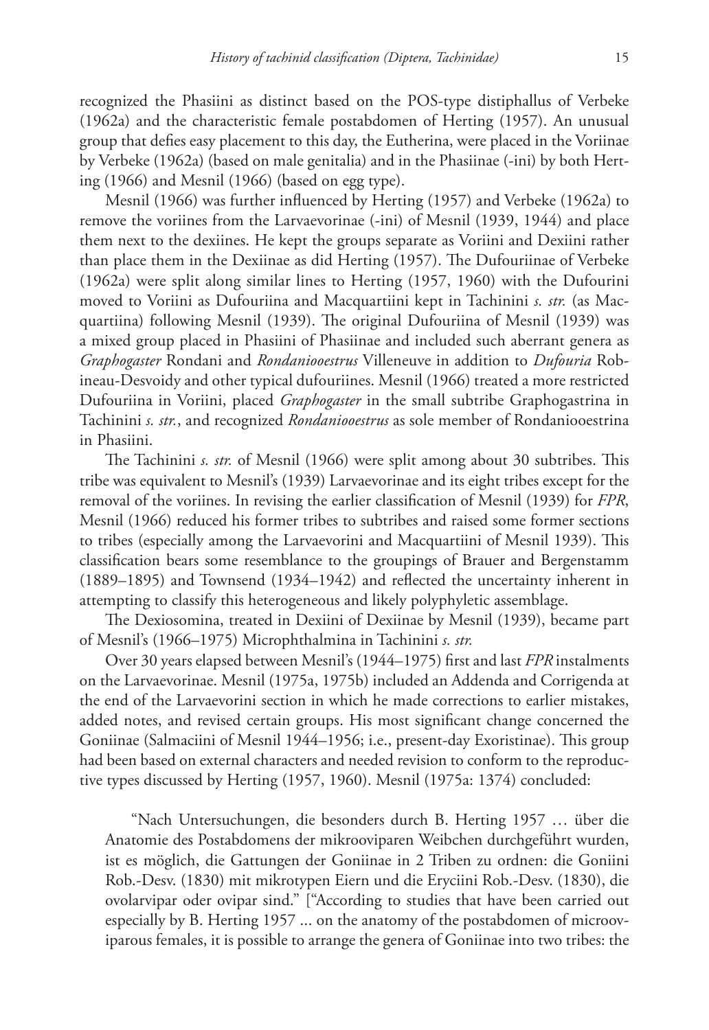recognized the Phasiini as distinct based on the POS-type distiphallus of Verbeke (1962a) and the characteristic female postabdomen of Herting (1957). An unusual group that defies easy placement to this day, the Eutherina, were placed in the Voriinae by Verbeke (1962a) (based on male genitalia) and in the Phasiinae (-ini) by both Herting (1966) and Mesnil (1966) (based on egg type).

Mesnil (1966) was further influenced by Herting (1957) and Verbeke (1962a) to remove the voriines from the Larvaevorinae (-ini) of Mesnil (1939, 1944) and place them next to the dexiines. He kept the groups separate as Voriini and Dexiini rather than place them in the Dexiinae as did Herting (1957). The Dufouriinae of Verbeke (1962a) were split along similar lines to Herting (1957, 1960) with the Dufourini moved to Voriini as Dufouriina and Macquartiini kept in Tachinini *s. str.* (as Macquartiina) following Mesnil (1939). The original Dufouriina of Mesnil (1939) was a mixed group placed in Phasiini of Phasiinae and included such aberrant genera as *Graphogaster* Rondani and *Rondaniooestrus* Villeneuve in addition to *Dufouria* Robineau-Desvoidy and other typical dufouriines. Mesnil (1966) treated a more restricted Dufouriina in Voriini, placed *Graphogaster* in the small subtribe Graphogastrina in Tachinini *s. str.*, and recognized *Rondaniooestrus* as sole member of Rondaniooestrina in Phasiini.

The Tachinini *s. str.* of Mesnil (1966) were split among about 30 subtribes. This tribe was equivalent to Mesnil's (1939) Larvaevorinae and its eight tribes except for the removal of the voriines. In revising the earlier classification of Mesnil (1939) for *FPR*, Mesnil (1966) reduced his former tribes to subtribes and raised some former sections to tribes (especially among the Larvaevorini and Macquartiini of Mesnil 1939). This classification bears some resemblance to the groupings of Brauer and Bergenstamm (1889–1895) and Townsend (1934–1942) and reflected the uncertainty inherent in attempting to classify this heterogeneous and likely polyphyletic assemblage.

The Dexiosomina, treated in Dexiini of Dexiinae by Mesnil (1939), became part of Mesnil's (1966–1975) Microphthalmina in Tachinini *s. str.*

Over 30 years elapsed between Mesnil's (1944–1975) first and last *FPR* instalments on the Larvaevorinae. Mesnil (1975a, 1975b) included an Addenda and Corrigenda at the end of the Larvaevorini section in which he made corrections to earlier mistakes, added notes, and revised certain groups. His most significant change concerned the Goniinae (Salmaciini of Mesnil 1944–1956; i.e., present-day Exoristinae). This group had been based on external characters and needed revision to conform to the reproductive types discussed by Herting (1957, 1960). Mesnil (1975a: 1374) concluded:

> "Nach Untersuchungen, die besonders durch B. Herting 1957 … über die Anatomie des Postabdomens der mikroooviparen Weibchen durchgeführt wurden, ist es möglich, die Gattungen der Goniinae in 2 Triben zu ordnen: die Goniini Rob.-Desv. (1830) mit mikrotypen Eiern und die Eryciini Rob.-Desv. (1830), die ovolarvipar oder ovipar sind." ["According to studies that have been carried out especially by B. Herting 1957 ... on the anatomy of the postabdomen of microoviparous females, it is possible to arrange the genera of Goniinae into two tribes: the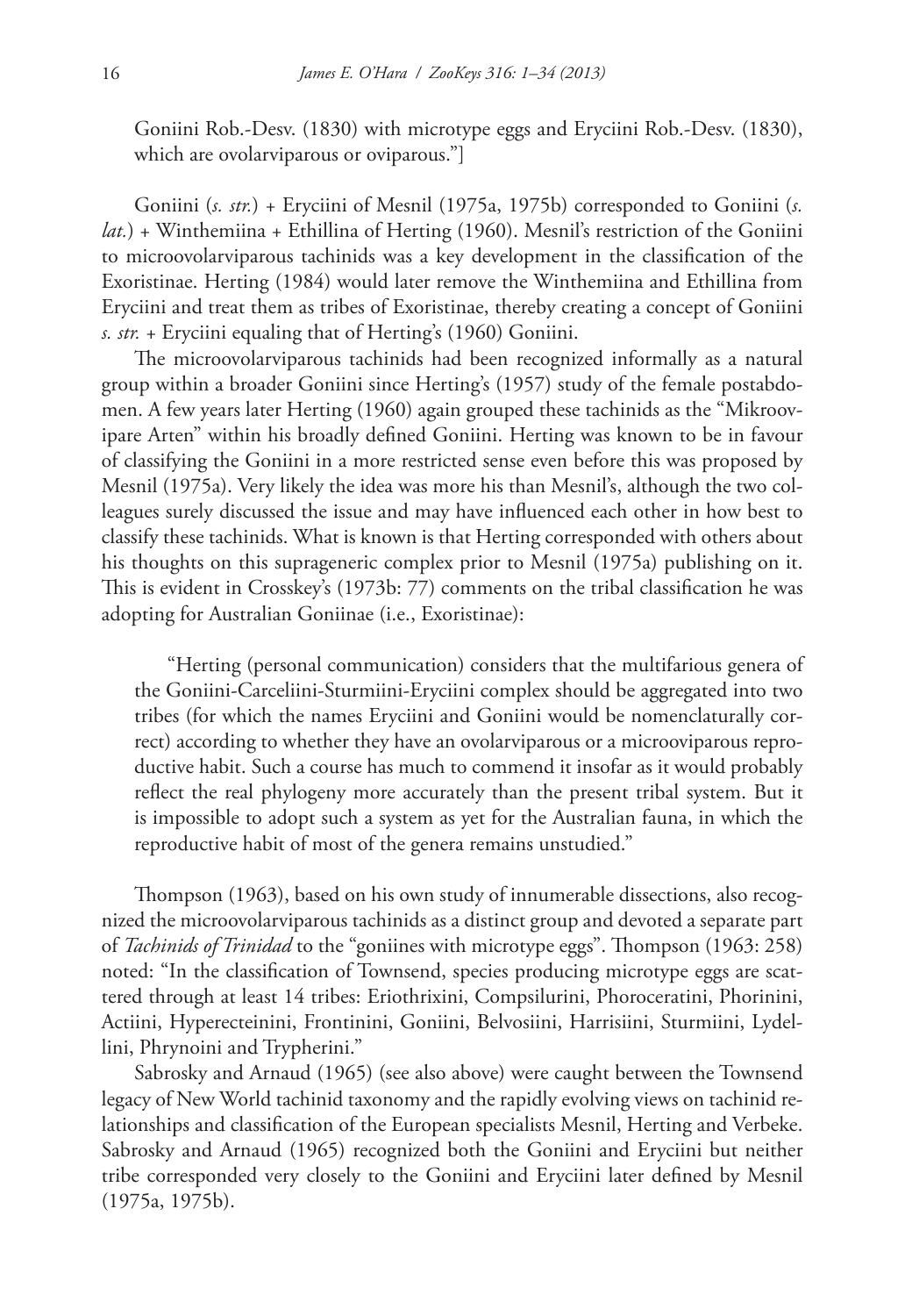Goniini Rob.-Desv. (1830) with microtype eggs and Eryciini Rob.-Desv. (1830), which are ovolarviparous or oviparous."]

Goniini (*s. str.*) + Eryciini of Mesnil (1975a, 1975b) corresponded to Goniini (*s. lat.*) + Winthemiina + Ethillina of Herting (1960). Mesnil's restriction of the Goniini to microovolarviparous tachinids was a key development in the classification of the Exoristinae. Herting (1984) would later remove the Winthemiina and Ethillina from Eryciini and treat them as tribes of Exoristinae, thereby creating a concept of Goniini *s. str.* + Eryciini equaling that of Herting's (1960) Goniini.

The microovolarviparous tachinids had been recognized informally as a natural group within a broader Goniini since Herting's (1957) study of the female postabdomen. A few years later Herting (1960) again grouped these tachinids as the "Mikroovipare Arten" within his broadly defined Goniini. Herting was known to be in favour of classifying the Goniini in a more restricted sense even before this was proposed by Mesnil (1975a). Very likely the idea was more his than Mesnil's, although the two colleagues surely discussed the issue and may have influenced each other in how best to classify these tachinids. What is known is that Herting corresponded with others about his thoughts on this suprageneric complex prior to Mesnil (1975a) publishing on it. This is evident in Crosskey's (1973b: 77) comments on the tribal classification he was adopting for Australian Goniinae (i.e., Exoristinae):

> "Herting (personal communication) considers that the multifarious genera of the Goniini-Carceliini-Sturmiini-Eryciini complex should be aggregated into two tribes (for which the names Eryciini and Goniini would be nomenclaturally correct) according to whether they have an ovolarviparous or a microoviparous reproductive habit. Such a course has much to commend it insofar as it would probably reflect the real phylogeny more accurately than the present tribal system. But it is impossible to adopt such a system as yet for the Australian fauna, in which the reproductive habit of most of the genera remains unstudied."

Thompson (1963), based on his own study of innumerable dissections, also recognized the microovolarviparous tachinids as a distinct group and devoted a separate part of *Tachinids of Trinidad* to the "goniines with microtype eggs". Thompson (1963: 258) noted: "In the classification of Townsend, species producing microtype eggs are scattered through at least 14 tribes: Eriothrixini, Compsilurini, Phoroceratini, Phorinini, Actiini, Hyperecteinini, Frontinini, Goniini, Belvosiini, Harrisiini, Sturmiini, Lydellini, Phrynoini and Trypherini."

Sabrosky and Arnaud (1965) (see also above) were caught between the Townsend legacy of New World tachinid taxonomy and the rapidly evolving views on tachinid relationships and classification of the European specialists Mesnil, Herting and Verbeke. Sabrosky and Arnaud (1965) recognized both the Goniini and Eryciini but neither tribe corresponded very closely to the Goniini and Eryciini later defined by Mesnil (1975a, 1975b).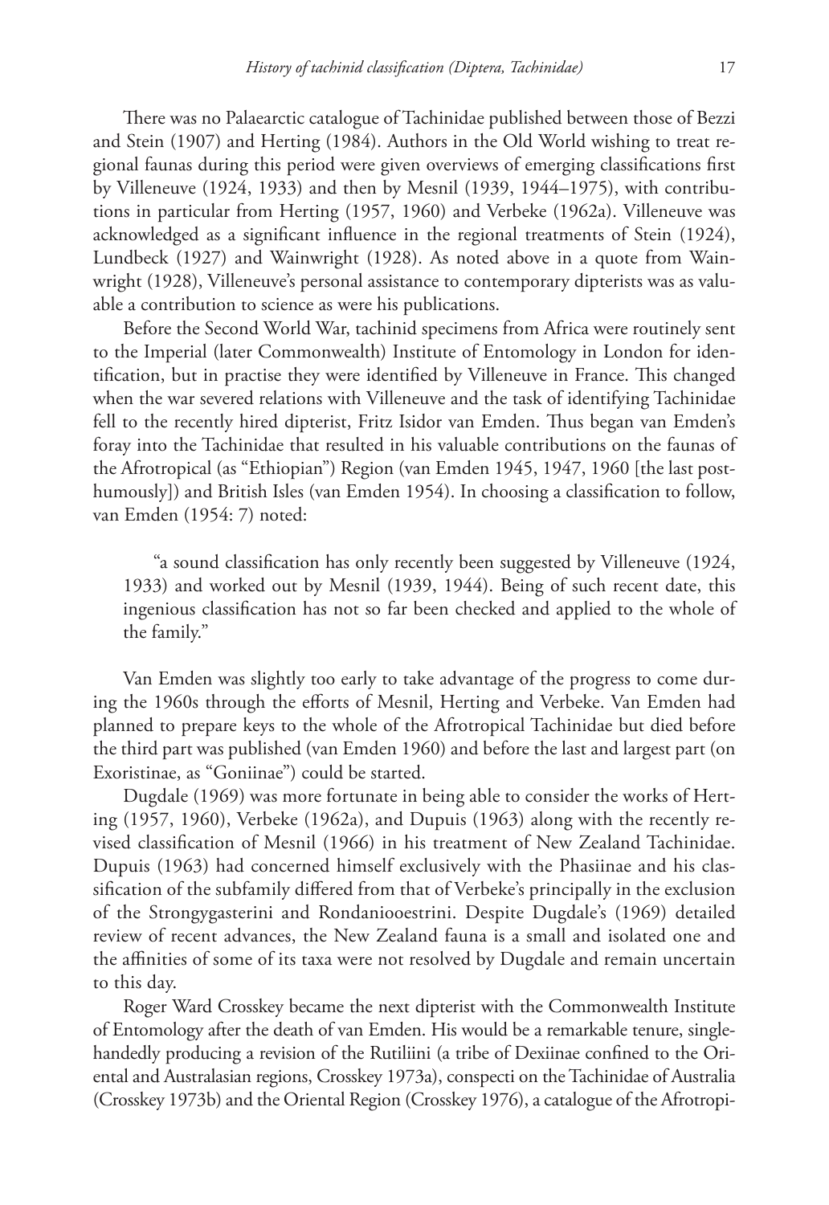There was no Palaearctic catalogue of Tachinidae published between those of Bezzi and Stein (1907) and Herting (1984). Authors in the Old World wishing to treat regional faunas during this period were given overviews of emerging classifications first by Villeneuve (1924, 1933) and then by Mesnil (1939, 1944–1975), with contributions in particular from Herting (1957, 1960) and Verbeke (1962a). Villeneuve was acknowledged as a significant influence in the regional treatments of Stein (1924), Lundbeck (1927) and Wainwright (1928). As noted above in a quote from Wainwright (1928), Villeneuve's personal assistance to contemporary dipterists was as valuable a contribution to science as were his publications.

Before the Second World War, tachinid specimens from Africa were routinely sent to the Imperial (later Commonwealth) Institute of Entomology in London for identification, but in practise they were identified by Villeneuve in France. This changed when the war severed relations with Villeneuve and the task of identifying Tachinidae fell to the recently hired dipterist, Fritz Isidor van Emden. Thus began van Emden's foray into the Tachinidae that resulted in his valuable contributions on the faunas of the Afrotropical (as "Ethiopian") Region (van Emden 1945, 1947, 1960 [the last posthumously]) and British Isles (van Emden 1954). In choosing a classification to follow, van Emden (1954: 7) noted:

> "a sound classification has only recently been suggested by Villeneuve (1924, 1933) and worked out by Mesnil (1939, 1944). Being of such recent date, this ingenious classification has not so far been checked and applied to the whole of the family."

Van Emden was slightly too early to take advantage of the progress to come during the 1960s through the efforts of Mesnil, Herting and Verbeke. Van Emden had planned to prepare keys to the whole of the Afrotropical Tachinidae but died before the third part was published (van Emden 1960) and before the last and largest part (on Exoristinae, as "Goniinae") could be started.

Dugdale (1969) was more fortunate in being able to consider the works of Herting (1957, 1960), Verbeke (1962a), and Dupuis (1963) along with the recently revised classification of Mesnil (1966) in his treatment of New Zealand Tachinidae. Dupuis (1963) had concerned himself exclusively with the Phasiinae and his classification of the subfamily differed from that of Verbeke's principally in the exclusion of the Strongygasterini and Rondaniooestrini. Despite Dugdale's (1969) detailed review of recent advances, the New Zealand fauna is a small and isolated one and the affinities of some of its taxa were not resolved by Dugdale and remain uncertain to this day.

Roger Ward Crosskey became the next dipterist with the Commonwealth Institute of Entomology after the death of van Emden. His would be a remarkable tenure, single-handedly producing a revision of the Rutiliini (a tribe of Dexiinae confined to the Oriental and Australasian regions, Crosskey 1973a), conspecti on the Tachinidae of Australia (Crosskey 1973b) and the Oriental Region (Crosskey 1976), a catalogue of the Afrotropi-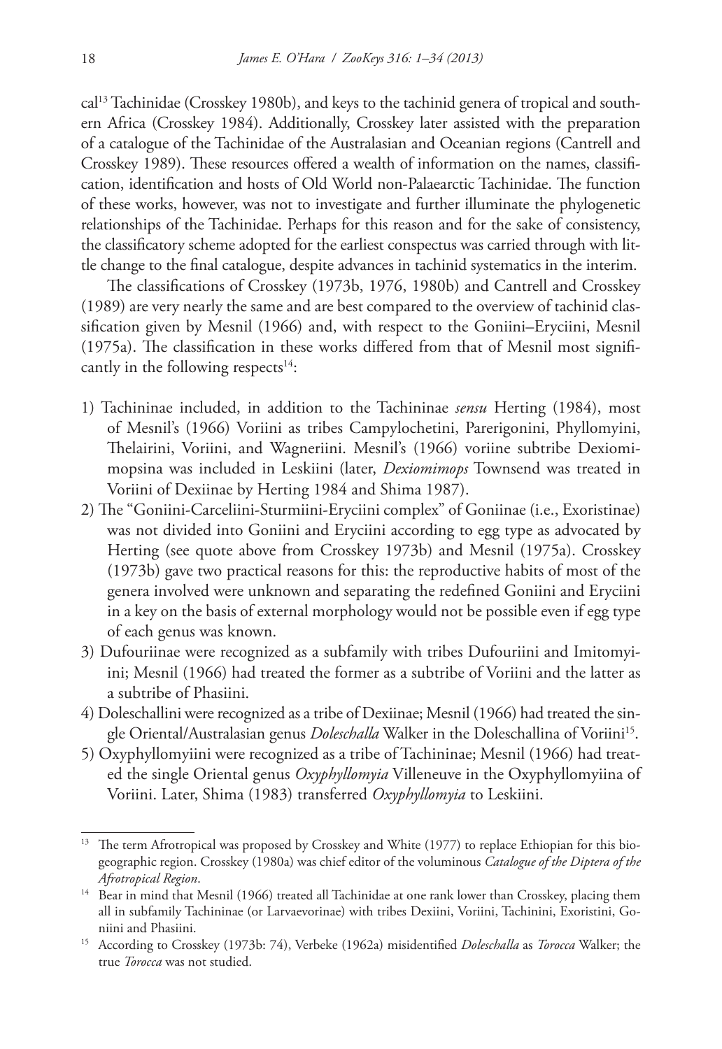cal[13] Tachinidae (Crosskey 1980b), and keys to the tachinid genera of tropical and southern Africa (Crosskey 1984). Additionally, Crosskey later assisted with the preparation of a catalogue of the Tachinidae of the Australasian and Oceanian regions (Cantrell and Crosskey 1989). These resources offered a wealth of information on the names, classification, identification and hosts of Old World non-Palaearctic Tachinidae. The function of these works, however, was not to investigate and further illuminate the phylogenetic relationships of the Tachinidae. Perhaps for this reason and for the sake of consistency, the classificatory scheme adopted for the earliest conspectus was carried through with little change to the final catalogue, despite advances in tachinid systematics in the interim.

The classifications of Crosskey (1973b, 1976, 1980b) and Cantrell and Crosskey (1989) are very nearly the same and are best compared to the overview of tachinid classification given by Mesnil (1966) and, with respect to the Goniini–Eryciini, Mesnil (1975a). The classification in these works differed from that of Mesnil most significantly in the following respects[14]:

1) Tachininae included, in addition to the Tachininae *sensu* Herting (1984), most of Mesnil's (1966) Voriini as tribes Campylochetini, Parerigonini, Phyllomyini, Thelairini, Voriini, and Wagneriini. Mesnil's (1966) voriine subtribe Dexiomimopsina was included in Leskiini (later, *Dexiomimops* Townsend was treated in Voriini of Dexiinae by Herting 1984 and Shima 1987).
2) The "Goniini-Carceliini-Sturmiini-Eryciini complex" of Goniinae (i.e., Exoristinae) was not divided into Goniini and Eryciini according to egg type as advocated by Herting (see quote above from Crosskey 1973b) and Mesnil (1975a). Crosskey (1973b) gave two practical reasons for this: the reproductive habits of most of the genera involved were unknown and separating the redefined Goniini and Eryciini in a key on the basis of external morphology would not be possible even if egg type of each genus was known.
3) Dufouriinae were recognized as a subfamily with tribes Dufouriini and Imitomyiini; Mesnil (1966) had treated the former as a subtribe of Voriini and the latter as a subtribe of Phasiini.
4) Doleschallini were recognized as a tribe of Dexiinae; Mesnil (1966) had treated the single Oriental/Australasian genus *Doleschalla* Walker in the Doleschallina of Voriini[15].
5) Oxyphyllomyiini were recognized as a tribe of Tachininae; Mesnil (1966) had treated the single Oriental genus *Oxyphyllomyia* Villeneuve in the Oxyphyllomyiina of Voriini. Later, Shima (1983) transferred *Oxyphyllomyia* to Leskiini.

---

[13] The term Afrotropical was proposed by Crosskey and White (1977) to replace Ethiopian for this biogeographic region. Crosskey (1980a) was chief editor of the voluminous *Catalogue of the Diptera of the Afrotropical Region*.

[14] Bear in mind that Mesnil (1966) treated all Tachinidae at one rank lower than Crosskey, placing them all in subfamily Tachininae (or Larvaevorinae) with tribes Dexiini, Voriini, Tachinini, Exoristini, Goniini and Phasiini.

[15] According to Crosskey (1973b: 74), Verbeke (1962a) misidentified *Doleschalla* as *Torocca* Walker; the true *Torocca* was not studied.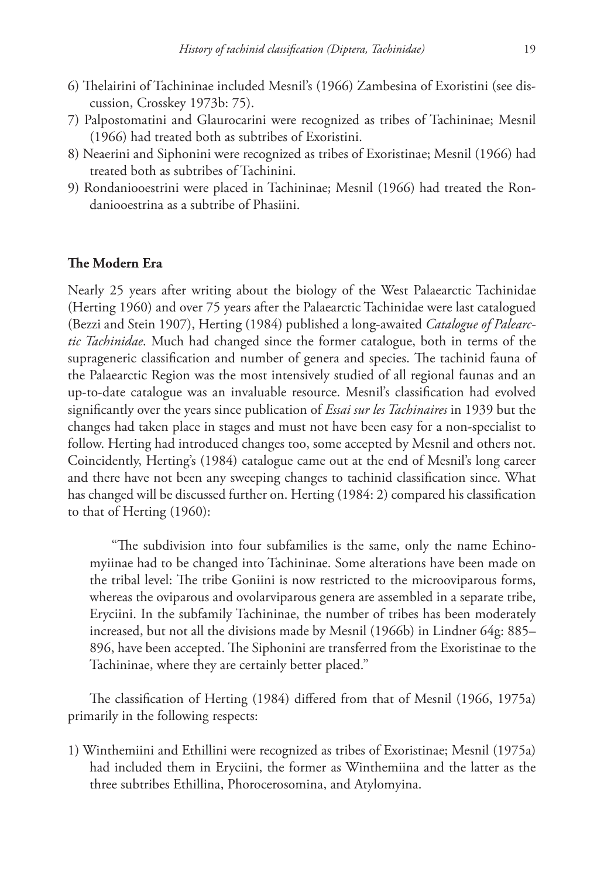6) Thelairini of Tachininae included Mesnil's (1966) Zambesina of Exoristini (see discussion, Crosskey 1973b: 75).
7) Palpostomatini and Glaurocarini were recognized as tribes of Tachininae; Mesnil (1966) had treated both as subtribes of Exoristini.
8) Neaerini and Siphonini were recognized as tribes of Exoristinae; Mesnil (1966) had treated both as subtribes of Tachinini.
9) Rondaniooestrini were placed in Tachininae; Mesnil (1966) had treated the Rondaniooestrina as a subtribe of Phasiini.

## The Modern Era

Nearly 25 years after writing about the biology of the West Palaearctic Tachinidae (Herting 1960) and over 75 years after the Palaearctic Tachinidae were last catalogued (Bezzi and Stein 1907), Herting (1984) published a long-awaited *Catalogue of Palearctic Tachinidae*. Much had changed since the former catalogue, both in terms of the suprageneric classification and number of genera and species. The tachinid fauna of the Palaearctic Region was the most intensively studied of all regional faunas and an up-to-date catalogue was an invaluable resource. Mesnil's classification had evolved significantly over the years since publication of *Essai sur les Tachinaires* in 1939 but the changes had taken place in stages and must not have been easy for a non-specialist to follow. Herting had introduced changes too, some accepted by Mesnil and others not. Coincidently, Herting's (1984) catalogue came out at the end of Mesnil's long career and there have not been any sweeping changes to tachinid classification since. What has changed will be discussed further on. Herting (1984: 2) compared his classification to that of Herting (1960):

> "The subdivision into four subfamilies is the same, only the name Echinomyiinae had to be changed into Tachininae. Some alterations have been made on the tribal level: The tribe Goniini is now restricted to the microoviparous forms, whereas the oviparous and ovolarviparous genera are assembled in a separate tribe, Eryciini. In the subfamily Tachininae, the number of tribes has been moderately increased, but not all the divisions made by Mesnil (1966b) in Lindner 64g: 885–896, have been accepted. The Siphonini are transferred from the Exoristinae to the Tachininae, where they are certainly better placed."

The classification of Herting (1984) differed from that of Mesnil (1966, 1975a) primarily in the following respects:

1) Winthemiini and Ethillini were recognized as tribes of Exoristinae; Mesnil (1975a) had included them in Eryciini, the former as Winthemiina and the latter as the three subtribes Ethillina, Phorocerosomina, and Atylomyina.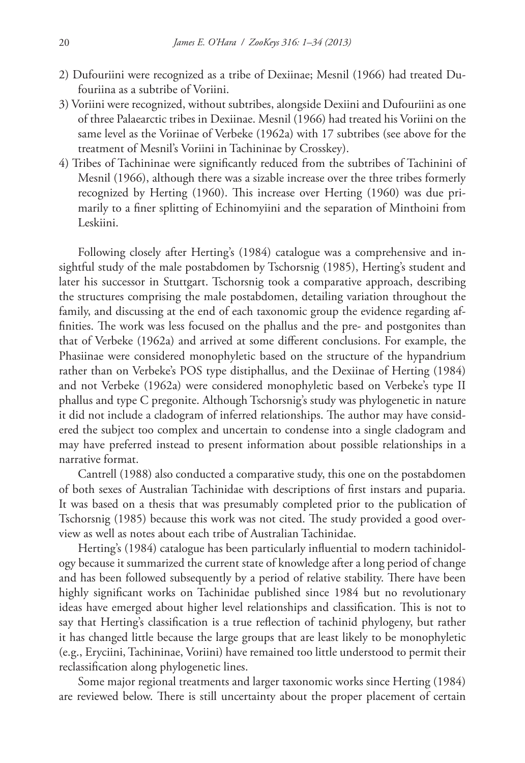2) Dufouriini were recognized as a tribe of Dexiinae; Mesnil (1966) had treated Dufouriina as a subtribe of Voriini.
3) Voriini were recognized, without subtribes, alongside Dexiini and Dufouriini as one of three Palaearctic tribes in Dexiinae. Mesnil (1966) had treated his Voriini on the same level as the Voriinae of Verbeke (1962a) with 17 subtribes (see above for the treatment of Mesnil's Voriini in Tachininae by Crosskey).
4) Tribes of Tachininae were significantly reduced from the subtribes of Tachinini of Mesnil (1966), although there was a sizable increase over the three tribes formerly recognized by Herting (1960). This increase over Herting (1960) was due primarily to a finer splitting of Echinomyiini and the separation of Minthoini from Leskiini.

Following closely after Herting's (1984) catalogue was a comprehensive and insightful study of the male postabdomen by Tschorsnig (1985), Herting's student and later his successor in Stuttgart. Tschorsnig took a comparative approach, describing the structures comprising the male postabdomen, detailing variation throughout the family, and discussing at the end of each taxonomic group the evidence regarding affinities. The work was less focused on the phallus and the pre- and postgonites than that of Verbeke (1962a) and arrived at some different conclusions. For example, the Phasiinae were considered monophyletic based on the structure of the hypandrium rather than on Verbeke's POS type distiphallus, and the Dexiinae of Herting (1984) and not Verbeke (1962a) were considered monophyletic based on Verbeke's type II phallus and type C pregonite. Although Tschorsnig's study was phylogenetic in nature it did not include a cladogram of inferred relationships. The author may have considered the subject too complex and uncertain to condense into a single cladogram and may have preferred instead to present information about possible relationships in a narrative format.

Cantrell (1988) also conducted a comparative study, this one on the postabdomen of both sexes of Australian Tachinidae with descriptions of first instars and puparia. It was based on a thesis that was presumably completed prior to the publication of Tschorsnig (1985) because this work was not cited. The study provided a good overview as well as notes about each tribe of Australian Tachinidae.

Herting's (1984) catalogue has been particularly influential to modern tachinidology because it summarized the current state of knowledge after a long period of change and has been followed subsequently by a period of relative stability. There have been highly significant works on Tachinidae published since 1984 but no revolutionary ideas have emerged about higher level relationships and classification. This is not to say that Herting's classification is a true reflection of tachinid phylogeny, but rather it has changed little because the large groups that are least likely to be monophyletic (e.g., Eryciini, Tachininae, Voriini) have remained too little understood to permit their reclassification along phylogenetic lines.

Some major regional treatments and larger taxonomic works since Herting (1984) are reviewed below. There is still uncertainty about the proper placement of certain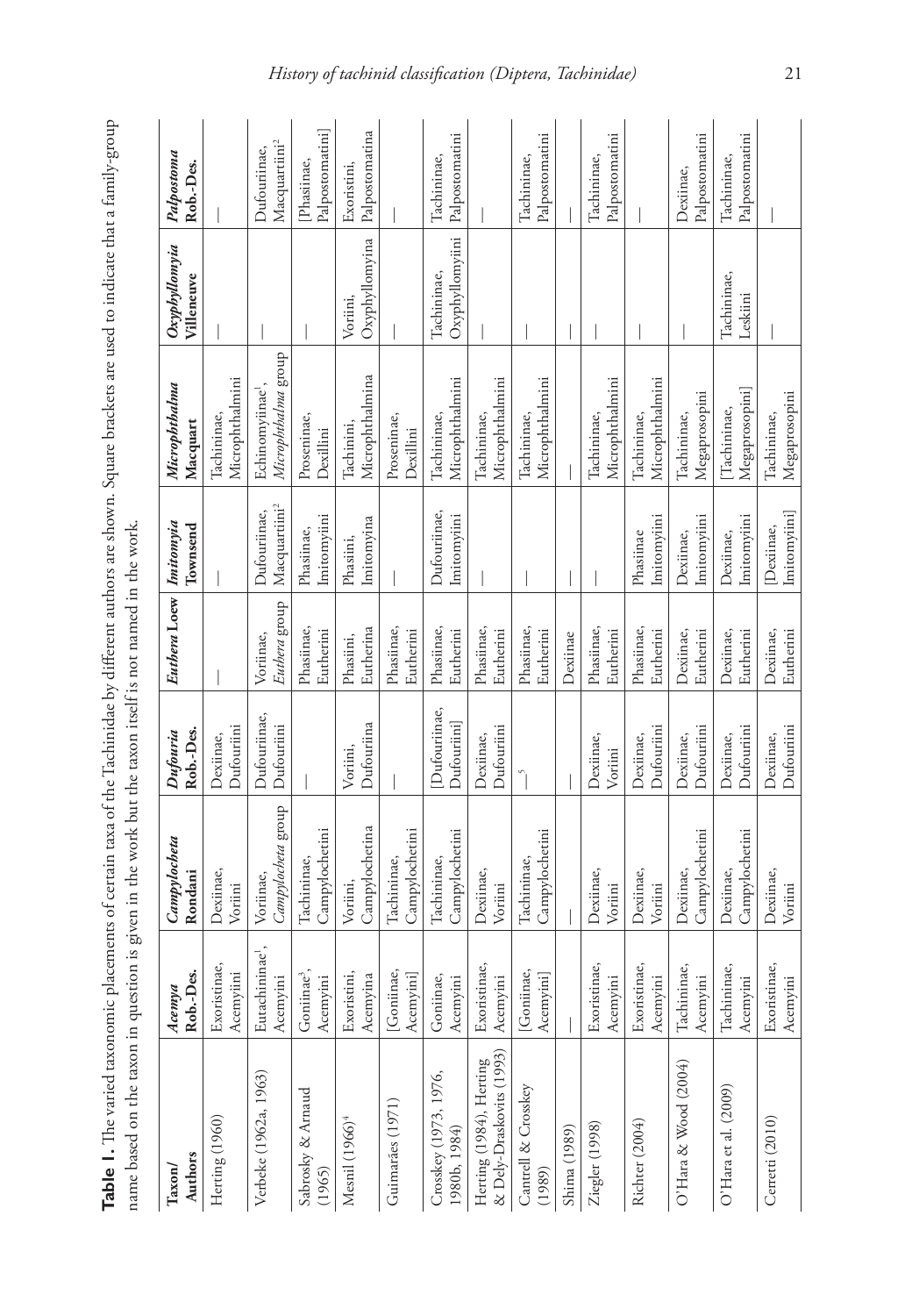**Table 1.** The varied taxonomic placements of certain taxa of the Tachinidae by different authors are shown. Square brackets are used to indicate that a family-group name based on the taxon in question is given in the work but the taxon itself is not named in the work.

| Taxon/ Authors | *Acemya* Rob.-Des. | *Campylocheta* Rondani | *Dufouria* Rob.-Des. | *Euthera* Loew | *Imitomyia* Townsend | *Microphthalma* Macquart | *Oxyphyllomyia* Villeneuve | *Palpostoma* Rob.-Des. |
|---|---|---|---|---|---|---|---|---|
| Herting (1960) | Exoristinae, Acemyiini | Dexiinae, Voriini | Dexiinae, Dufouriini | — | — | Tachininae, Microphthalmini | — | — |
| Verbeke (1962a, 1963) | Eutachininae[1], Acemyini | Voriinae, *Campylocheta* group | Dufouriinae, Dufouriini | Voriinae, *Euthera* group | Dufouriinae, Macquartiini[2] | Echinomyiinae[1], *Microphthalma* group | — | Dufouriinae, Macquartiini[2] |
| Sabrosky & Arnaud (1965) | Goniinae[3], Acemyini | Tachininae, Campylochetini | — | Phasiinae, Eutherini | Phasiinae, Imitomyiini | Proseninae, Dexillini | — | [Phasiinae, Palpostomatini] |
| Mesnil (1966)[4] | Exoristini, Acemyina | Voriini, Campylochetina | Voriini, Dufouriina | Phasiini, Eutherina | Phasiini, Imitomyina | Tachinini, Microphthalmina | Voriini, Oxyphyllomyina | Exoristini, Palpostomatina |
| Guimarães (1971) | [Goniinae, Acemyini] | Tachininae, Campylochetini | — | Phasiinae, Eutherini | — | Proseninae, Dexillini | — | — |
| Crosskey (1973, 1976, 1980b, 1984) | Goniinae, Acemyini | Tachininae, Campylochetini | [Dufouriinae, Dufouriini] | Phasiinae, Eutherini | Dufouriinae, Imitomyiini | Tachininae, Microphthalmini | Tachininae, Oxyphyllomyiini | Tachininae, Palpostomatini |
| Herting (1984), Herting & Dely-Draskovits (1993) | Exoristinae, Acemyini | Dexiinae, Voriini | Dexiinae, Dufouriini | Phasiinae, Eutherini | — | Tachininae, Microphthalmini | — | — |
| Cantrell & Crosskey (1989) | [Goniinae, Acemyini] | Tachininae, Campylochetini | —[5] | Phasiinae, Eutherini | — | Tachininae, Microphthalmini | — | Tachininae, Palpostomatini |
| Shima (1989) | — | — | — | Dexiinae | — | — | — | — |
| Ziegler (1998) | Exoristinae, Acemyini | Dexiinae, Voriini | Dexiinae, Voriini | Phasiinae, Eutherini | — | Tachininae, Microphthalmini | — | Tachininae, Palpostomatini |
| Richter (2004) | Exoristinae, Acemyini | Dexiinae, Voriini | Dexiinae, Dufouriini | Phasiinae, Eutherini | Phasiinae Imitomyiini | Tachininae, Microphthalmini | — | — |
| O'Hara & Wood (2004) | Tachininae, Acemyini | Dexiinae, Campylochetini | Dexiinae, Dufouriini | Dexiinae, Eutherini | Dexiinae, Imitomyiini | Tachininae, Megaprosopini | — | Dexiinae, Palpostomatini |
| O'Hara et al. (2009) | Tachininae, Acemyini | Dexiinae, Campylochetini | Dexiinae, Dufouriini | Dexiinae, Eutherini | Dexiinae, Imitomyiini | [Tachininae, Megaprosopini] | Tachininae, Leskiini | Tachininae, Palpostomatini |
| Cerretti (2010) | Exoristinae, Acemyini | Dexiinae, Voriini | Dexiinae, Dufouriini | Dexiinae, Eutherini | [Dexiinae, Imitomyiini] | Tachininae, Megaprosopini | — | — |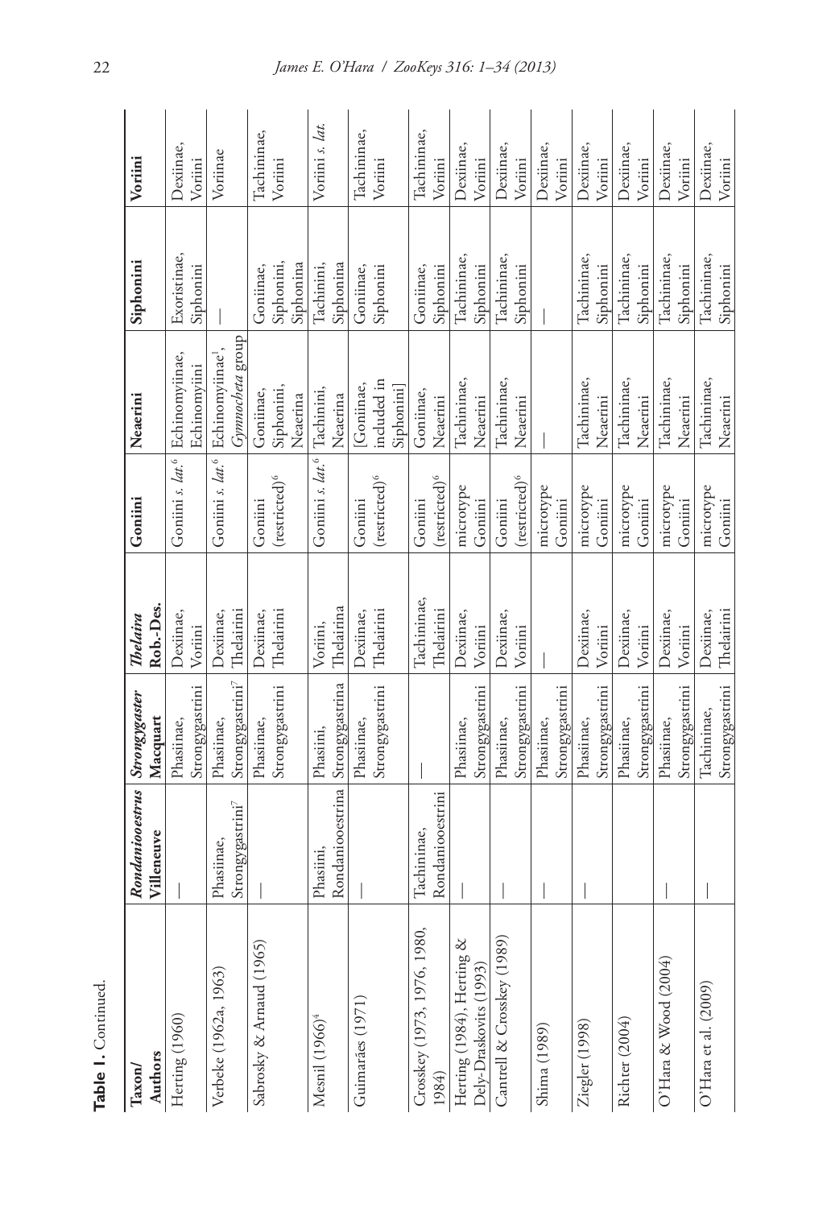**Table 1.** Continued.

| Taxon/ Authors | *Rondaniooestrus* Villeneuve | *Strongygaster* Macquart | *Thelaira* Rob.-Des. | Goniini | Neaerini | Siphonini | Voriini |
|---|---|---|---|---|---|---|---|
| Herting (1960) | — | Phasiinae, Strongygastrini | Dexiinae, Voriini | Goniini *s. lat.*[6] | Echinomyiinae, Echinomyiini | Exoristinae, Siphonini | Dexiinae, Voriini |
| Verbeke (1962a, 1963) | Phasiinae, Strongygastrini[7] | Phasiinae, Strongygastrini[7] | Dexiinae, Thelairini | Goniini *s. lat.*[6] | Echinomyiinae[1], *Gymnocheta* group | — | Voriinae |
| Sabrosky & Arnaud (1965) | — | Phasiinae, Strongygastrini | Dexiinae, Thelairini | Goniini (restricted)[6] | Goniinae, Siphonini, Neaerina | Goniinae, Siphonini, Siphonina | Tachininae, Voriini |
| Mesnil (1966)[4] | Phasiini, Rondaniooestrina | Phasiini, Strongygastrina | Voriini, Thelairina | Goniini *s. lat.*[6] | Tachinini, Neaerina | Tachinini, Siphonina | Voriini *s. lat.* |
| Guimarães (1971) | — | Phasiinae, Strongygastrini | Dexiinae, Thelairini | Goniini (restricted)[6] | [Goniinae, included in Siphonini] | Goniinae, Siphonini | Tachininae, Voriini |
| Crosskey (1973, 1976, 1980, 1984) | Tachininae, Rondaniooestrini | — | Tachininae, Thelairini | Goniini (restricted)[6] | Goniinae, Neaerini | Goniinae, Siphonini | Tachininae, Voriini |
| Herting (1984), Herting & Dely-Draskovits (1993) | — | Phasiinae, Strongygastrini | Dexiinae, Voriini | microtype Goniini | Tachininae, Neaerini | Tachininae, Siphonini | Dexiinae, Voriini |
| Cantrell & Crosskey (1989) | — | Phasiinae, Strongygastrini | Dexiinae, Voriini | Goniini (restricted)[6] | Tachininae, Neaerini | Tachininae, Siphonini | Dexiinae, Voriini |
| Shima (1989) | — | Phasiinae, Strongygastrini | — | microtype Goniini | — | — | Dexiinae, Voriini |
| Ziegler (1998) | — | Phasiinae, Strongygastrini | Dexiinae, Voriini | microtype Goniini | Tachininae, Neaerini | Tachininae, Siphonini | Dexiinae, Voriini |
| Richter (2004) | | Phasiinae, Strongygastrini | Dexiinae, Voriini | microtype Goniini | Tachininae, Neaerini | Tachininae, Siphonini | Dexiinae, Voriini |
| O'Hara & Wood (2004) | — | Phasiinae, Strongygastrini | Dexiinae, Voriini | microtype Goniini | Tachininae, Neaerini | Tachininae, Siphonini | Dexiinae, Voriini |
| O'Hara et al. (2009) | — | Tachininae, Strongygastrini | Dexiinae, Thelairini | microtype Goniini | Tachininae, Neaerini | Tachininae, Siphonini | Dexiinae, Voriini |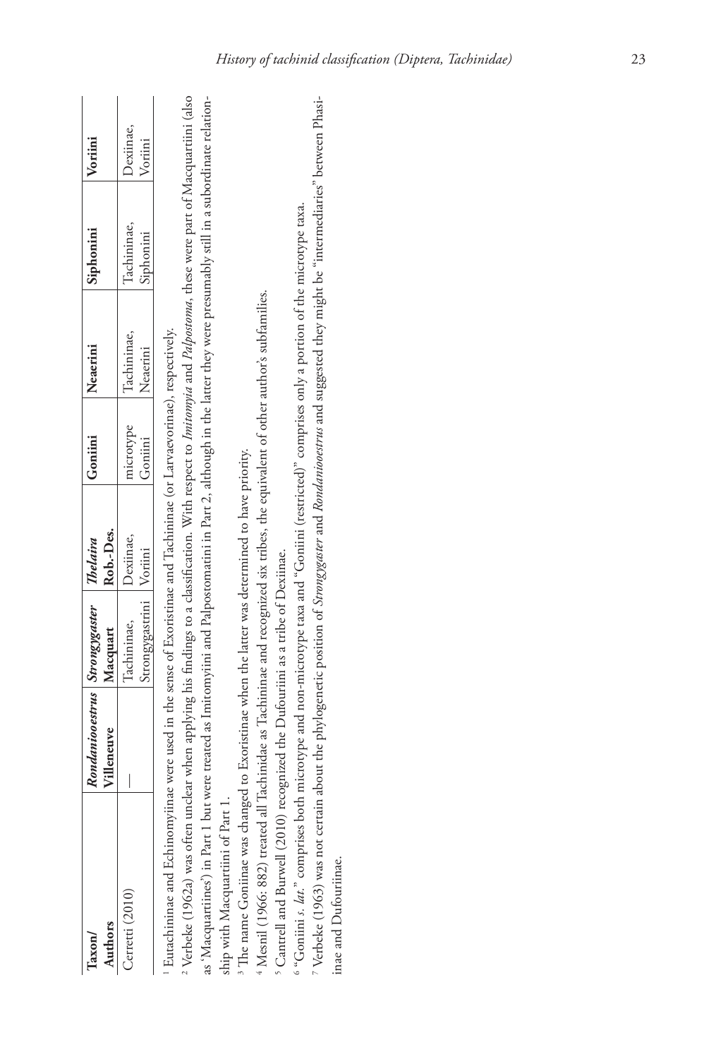| Taxon/ Authors | *Rondaniooestrus* Villeneuve | *Strongygaster* Macquart | *Thelaira* Rob.-Des. | Goniini | Neaerini | Siphonini | Voriini |
|---|---|---|---|---|---|---|---|
| Cerretti (2010) | — | Tachininae, Strongygastrini | Dexiinae, Voriini | microtype Goniini | Tachininae, Neaerini | Tachininae, Siphonini | Dexiinae, Voriini |

[1] Eutachininae and Echinomyiinae were used in the sense of Exoristinae and Tachininae (or Larvaevorinae), respectively.

[2] Verbeke (1962a) was often unclear when applying his findings to a classification. With respect to *Imitomyia* and *Palpostoma*, these were part of Macquartiini (also as 'Macquartines') in Part 1 but were treated as Imitomyiini and Palpostomatini in Part 2, although in the latter they were presumably still in a subordinate relationship with Macquartiini of Part 1.

[3] The name Goniinae was changed to Exoristinae when the latter was determined to have priority.

[4] Mesnil (1966: 882) treated all Tachinidae as Tachininae and recognized six tribes, the equivalent of other author's subfamilies.

[5] Cantrell and Burwell (2010) recognized the Dufouriini as a tribe of Dexiinae.

[6] "Goniini *s. lat.*" comprises both microtype and non-microtype taxa and "Goniini (restricted)" comprises only a portion of the microtype taxa.

[7] Verbeke (1963) was not certain about the phylogenetic position of *Strongygaster* and *Rondaniooestrus* and suggested they might be "intermediaries" between Phasiinae and Dufouriinae.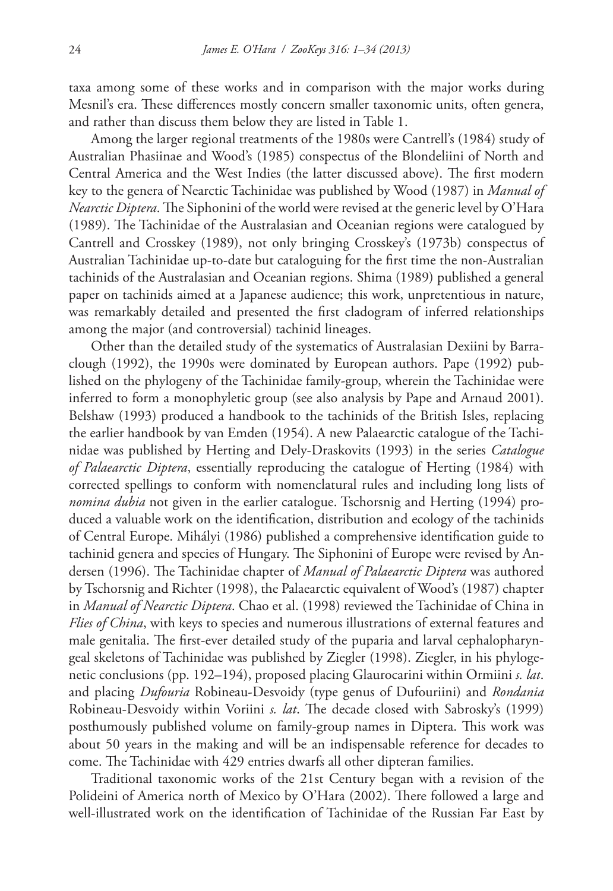taxa among some of these works and in comparison with the major works during Mesnil's era. These differences mostly concern smaller taxonomic units, often genera, and rather than discuss them below they are listed in Table 1.

Among the larger regional treatments of the 1980s were Cantrell's (1984) study of Australian Phasiinae and Wood's (1985) conspectus of the Blondeliini of North and Central America and the West Indies (the latter discussed above). The first modern key to the genera of Nearctic Tachinidae was published by Wood (1987) in *Manual of Nearctic Diptera*. The Siphonini of the world were revised at the generic level by O'Hara (1989). The Tachinidae of the Australasian and Oceanian regions were catalogued by Cantrell and Crosskey (1989), not only bringing Crosskey's (1973b) conspectus of Australian Tachinidae up-to-date but cataloguing for the first time the non-Australian tachinids of the Australasian and Oceanian regions. Shima (1989) published a general paper on tachinids aimed at a Japanese audience; this work, unpretentious in nature, was remarkably detailed and presented the first cladogram of inferred relationships among the major (and controversial) tachinid lineages.

Other than the detailed study of the systematics of Australasian Dexiini by Barraclough (1992), the 1990s were dominated by European authors. Pape (1992) published on the phylogeny of the Tachinidae family-group, wherein the Tachinidae were inferred to form a monophyletic group (see also analysis by Pape and Arnaud 2001). Belshaw (1993) produced a handbook to the tachinids of the British Isles, replacing the earlier handbook by van Emden (1954). A new Palaearctic catalogue of the Tachinidae was published by Herting and Dely-Draskovits (1993) in the series *Catalogue of Palaearctic Diptera*, essentially reproducing the catalogue of Herting (1984) with corrected spellings to conform with nomenclatural rules and including long lists of *nomina dubia* not given in the earlier catalogue. Tschorsnig and Herting (1994) produced a valuable work on the identification, distribution and ecology of the tachinids of Central Europe. Mihályi (1986) published a comprehensive identification guide to tachinid genera and species of Hungary. The Siphonini of Europe were revised by Andersen (1996). The Tachinidae chapter of *Manual of Palaearctic Diptera* was authored by Tschorsnig and Richter (1998), the Palaearctic equivalent of Wood's (1987) chapter in *Manual of Nearctic Diptera*. Chao et al. (1998) reviewed the Tachinidae of China in *Flies of China*, with keys to species and numerous illustrations of external features and male genitalia. The first-ever detailed study of the puparia and larval cephalopharyngeal skeletons of Tachinidae was published by Ziegler (1998). Ziegler, in his phylogenetic conclusions (pp. 192–194), proposed placing Glaurocarini within Ormiini *s. lat*. and placing *Dufouria* Robineau-Desvoidy (type genus of Dufouriini) and *Rondania* Robineau-Desvoidy within Voriini *s. lat*. The decade closed with Sabrosky's (1999) posthumously published volume on family-group names in Diptera. This work was about 50 years in the making and will be an indispensable reference for decades to come. The Tachinidae with 429 entries dwarfs all other dipteran families.

Traditional taxonomic works of the 21st Century began with a revision of the Polideini of America north of Mexico by O'Hara (2002). There followed a large and well-illustrated work on the identification of Tachinidae of the Russian Far East by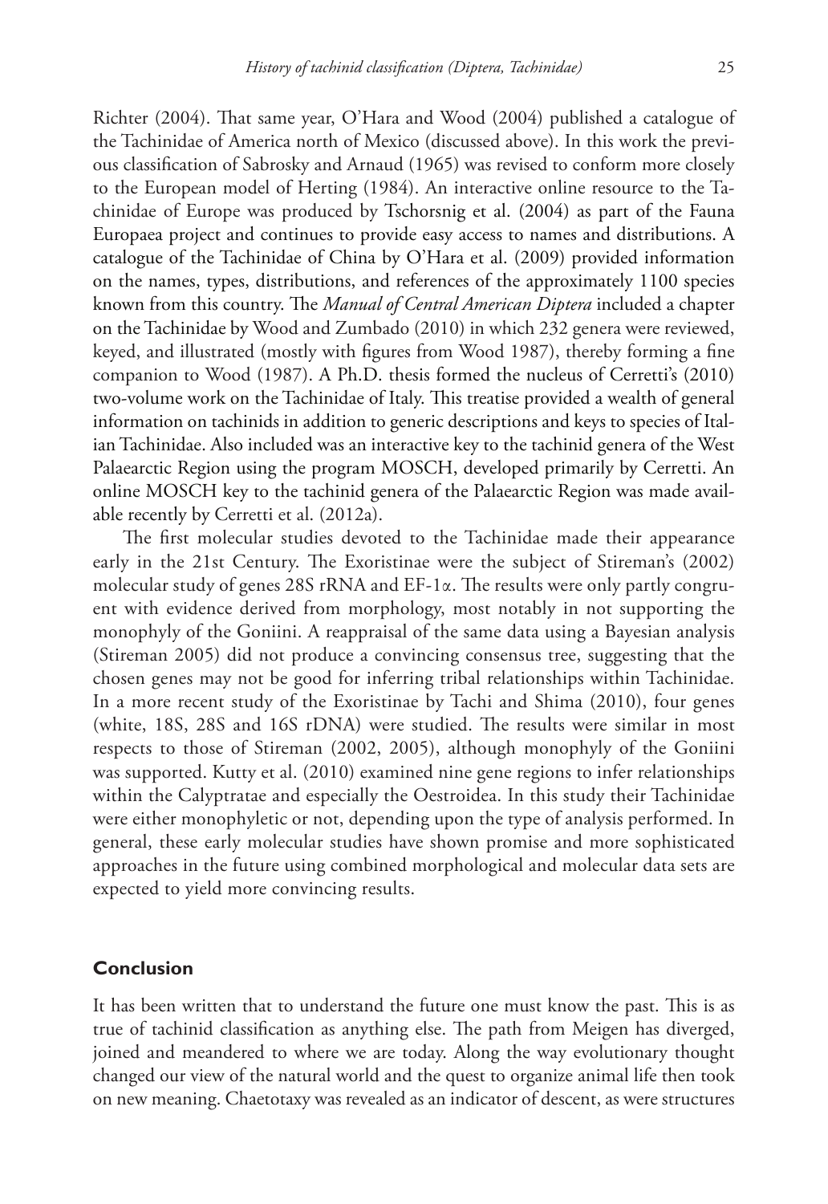Richter (2004). That same year, O'Hara and Wood (2004) published a catalogue of the Tachinidae of America north of Mexico (discussed above). In this work the previous classification of Sabrosky and Arnaud (1965) was revised to conform more closely to the European model of Herting (1984). An interactive online resource to the Tachinidae of Europe was produced by Tschorsnig et al. (2004) as part of the Fauna Europaea project and continues to provide easy access to names and distributions. A catalogue of the Tachinidae of China by O'Hara et al. (2009) provided information on the names, types, distributions, and references of the approximately 1100 species known from this country. The *Manual of Central American Diptera* included a chapter on the Tachinidae by Wood and Zumbado (2010) in which 232 genera were reviewed, keyed, and illustrated (mostly with figures from Wood 1987), thereby forming a fine companion to Wood (1987). A Ph.D. thesis formed the nucleus of Cerretti's (2010) two-volume work on the Tachinidae of Italy. This treatise provided a wealth of general information on tachinids in addition to generic descriptions and keys to species of Italian Tachinidae. Also included was an interactive key to the tachinid genera of the West Palaearctic Region using the program MOSCH, developed primarily by Cerretti. An online MOSCH key to the tachinid genera of the Palaearctic Region was made available recently by Cerretti et al. (2012a).

The first molecular studies devoted to the Tachinidae made their appearance early in the 21st Century. The Exoristinae were the subject of Stireman's (2002) molecular study of genes 28S rRNA and EF-1$\alpha$. The results were only partly congruent with evidence derived from morphology, most notably in not supporting the monophyly of the Goniini. A reappraisal of the same data using a Bayesian analysis (Stireman 2005) did not produce a convincing consensus tree, suggesting that the chosen genes may not be good for inferring tribal relationships within Tachinidae. In a more recent study of the Exoristinae by Tachi and Shima (2010), four genes (white, 18S, 28S and 16S rDNA) were studied. The results were similar in most respects to those of Stireman (2002, 2005), although monophyly of the Goniini was supported. Kutty et al. (2010) examined nine gene regions to infer relationships within the Calyptratae and especially the Oestroidea. In this study their Tachinidae were either monophyletic or not, depending upon the type of analysis performed. In general, these early molecular studies have shown promise and more sophisticated approaches in the future using combined morphological and molecular data sets are expected to yield more convincing results.

## Conclusion

It has been written that to understand the future one must know the past. This is as true of tachinid classification as anything else. The path from Meigen has diverged, joined and meandered to where we are today. Along the way evolutionary thought changed our view of the natural world and the quest to organize animal life then took on new meaning. Chaetotaxy was revealed as an indicator of descent, as were structures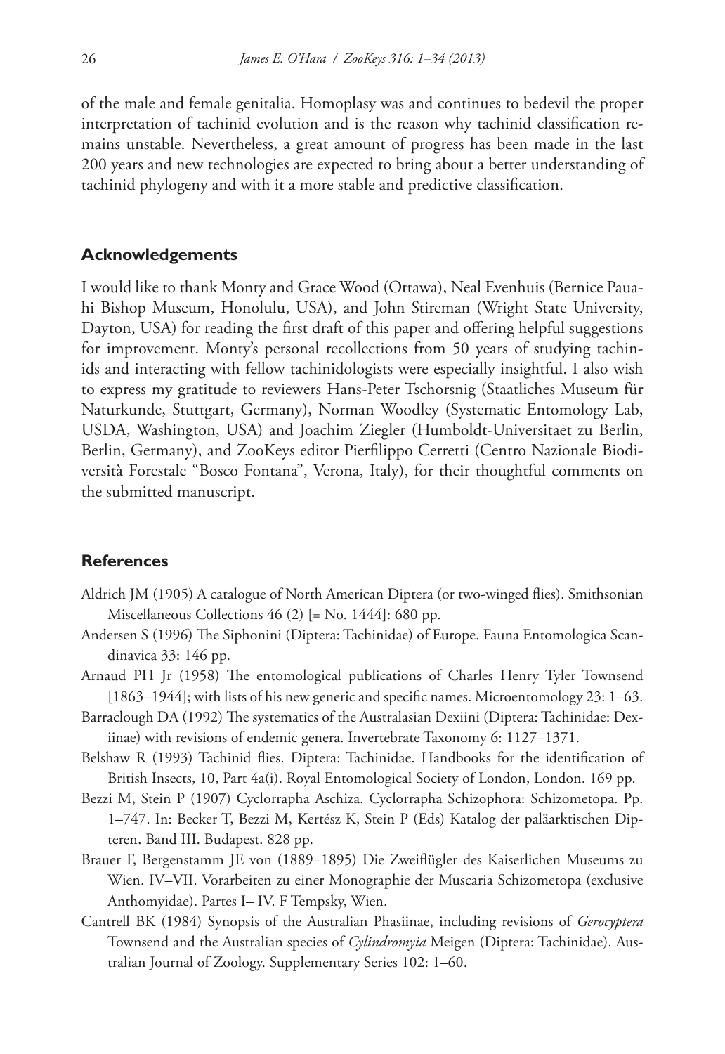of the male and female genitalia. Homoplasy was and continues to bedevil the proper interpretation of tachinid evolution and is the reason why tachinid classification remains unstable. Nevertheless, a great amount of progress has been made in the last 200 years and new technologies are expected to bring about a better understanding of tachinid phylogeny and with it a more stable and predictive classification.

## Acknowledgements

I would like to thank Monty and Grace Wood (Ottawa), Neal Evenhuis (Bernice Pauahi Bishop Museum, Honolulu, USA), and John Stireman (Wright State University, Dayton, USA) for reading the first draft of this paper and offering helpful suggestions for improvement. Monty's personal recollections from 50 years of studying tachinids and interacting with fellow tachinidologists were especially insightful. I also wish to express my gratitude to reviewers Hans-Peter Tschorsnig (Staatliches Museum für Naturkunde, Stuttgart, Germany), Norman Woodley (Systematic Entomology Lab, USDA, Washington, USA) and Joachim Ziegler (Humboldt-Universitaet zu Berlin, Berlin, Germany), and ZooKeys editor Pierfilippo Cerretti (Centro Nazionale Biodiversità Forestale "Bosco Fontana", Verona, Italy), for their thoughtful comments on the submitted manuscript.

## References

Aldrich JM (1905) A catalogue of North American Diptera (or two-winged flies). Smithsonian Miscellaneous Collections 46 (2) [= No. 1444]: 680 pp.

Andersen S (1996) The Siphonini (Diptera: Tachinidae) of Europe. Fauna Entomologica Scandinavica 33: 146 pp.

Arnaud PH Jr (1958) The entomological publications of Charles Henry Tyler Townsend [1863–1944]; with lists of his new generic and specific names. Microentomology 23: 1–63.

Barraclough DA (1992) The systematics of the Australasian Dexiini (Diptera: Tachinidae: Dexiinae) with revisions of endemic genera. Invertebrate Taxonomy 6: 1127–1371.

Belshaw R (1993) Tachinid flies. Diptera: Tachinidae. Handbooks for the identification of British Insects, 10, Part 4a(i). Royal Entomological Society of London, London. 169 pp.

Bezzi M, Stein P (1907) Cyclorrapha Aschiza. Cyclorrapha Schizophora: Schizometopa. Pp. 1–747. In: Becker T, Bezzi M, Kertész K, Stein P (Eds) Katalog der paläarktischen Dipteren. Band III. Budapest. 828 pp.

Brauer F, Bergenstamm JE von (1889–1895) Die Zweiflügler des Kaiserlichen Museums zu Wien. IV–VII. Vorarbeiten zu einer Monographie der Muscaria Schizometopa (exclusive Anthomyidae). Partes I– IV. F Tempsky, Wien.

Cantrell BK (1984) Synopsis of the Australian Phasiinae, including revisions of *Gerocyptera* Townsend and the Australian species of *Cylindromyia* Meigen (Diptera: Tachinidae). Australian Journal of Zoology. Supplementary Series 102: 1–60.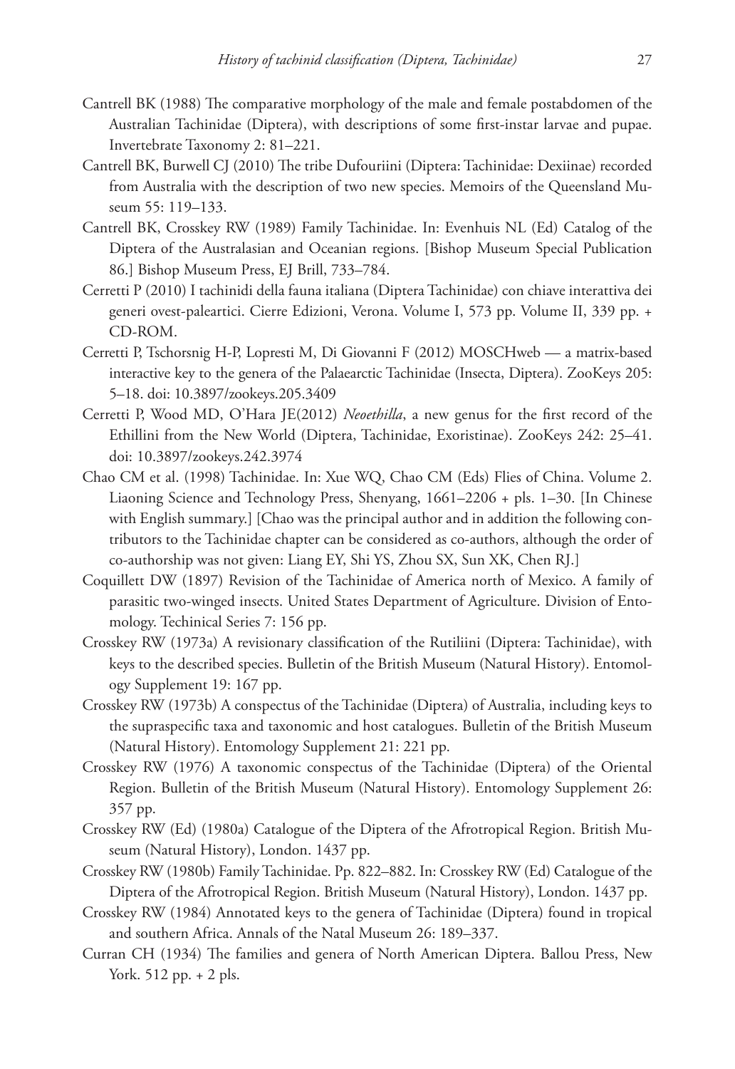Cantrell BK (1988) The comparative morphology of the male and female postabdomen of the Australian Tachinidae (Diptera), with descriptions of some first-instar larvae and pupae. Invertebrate Taxonomy 2: 81–221.

Cantrell BK, Burwell CJ (2010) The tribe Dufouriini (Diptera: Tachinidae: Dexiinae) recorded from Australia with the description of two new species. Memoirs of the Queensland Museum 55: 119–133.

Cantrell BK, Crosskey RW (1989) Family Tachinidae. In: Evenhuis NL (Ed) Catalog of the Diptera of the Australasian and Oceanian regions. [Bishop Museum Special Publication 86.] Bishop Museum Press, EJ Brill, 733–784.

Cerretti P (2010) I tachinidi della fauna italiana (Diptera Tachinidae) con chiave interattiva dei generi ovest-paleartici. Cierre Edizioni, Verona. Volume I, 573 pp. Volume II, 339 pp. + CD-ROM.

Cerretti P, Tschorsnig H-P, Lopresti M, Di Giovanni F (2012) MOSCHweb — a matrix-based interactive key to the genera of the Palaearctic Tachinidae (Insecta, Diptera). ZooKeys 205: 5–18. doi: 10.3897/zookeys.205.3409

Cerretti P, Wood MD, O'Hara JE(2012) *Neoethilla*, a new genus for the first record of the Ethillini from the New World (Diptera, Tachinidae, Exoristinae). ZooKeys 242: 25–41. doi: 10.3897/zookeys.242.3974

Chao CM et al. (1998) Tachinidae. In: Xue WQ, Chao CM (Eds) Flies of China. Volume 2. Liaoning Science and Technology Press, Shenyang, 1661–2206 + pls. 1–30. [In Chinese with English summary.] [Chao was the principal author and in addition the following contributors to the Tachinidae chapter can be considered as co-authors, although the order of co-authorship was not given: Liang EY, Shi YS, Zhou SX, Sun XK, Chen RJ.]

Coquillett DW (1897) Revision of the Tachinidae of America north of Mexico. A family of parasitic two-winged insects. United States Department of Agriculture. Division of Entomology. Techinical Series 7: 156 pp.

Crosskey RW (1973a) A revisionary classification of the Rutiliini (Diptera: Tachinidae), with keys to the described species. Bulletin of the British Museum (Natural History). Entomology Supplement 19: 167 pp.

Crosskey RW (1973b) A conspectus of the Tachinidae (Diptera) of Australia, including keys to the supraspecific taxa and taxonomic and host catalogues. Bulletin of the British Museum (Natural History). Entomology Supplement 21: 221 pp.

Crosskey RW (1976) A taxonomic conspectus of the Tachinidae (Diptera) of the Oriental Region. Bulletin of the British Museum (Natural History). Entomology Supplement 26: 357 pp.

Crosskey RW (Ed) (1980a) Catalogue of the Diptera of the Afrotropical Region. British Museum (Natural History), London. 1437 pp.

Crosskey RW (1980b) Family Tachinidae. Pp. 822–882. In: Crosskey RW (Ed) Catalogue of the Diptera of the Afrotropical Region. British Museum (Natural History), London. 1437 pp.

Crosskey RW (1984) Annotated keys to the genera of Tachinidae (Diptera) found in tropical and southern Africa. Annals of the Natal Museum 26: 189–337.

Curran CH (1934) The families and genera of North American Diptera. Ballou Press, New York. 512 pp. + 2 pls.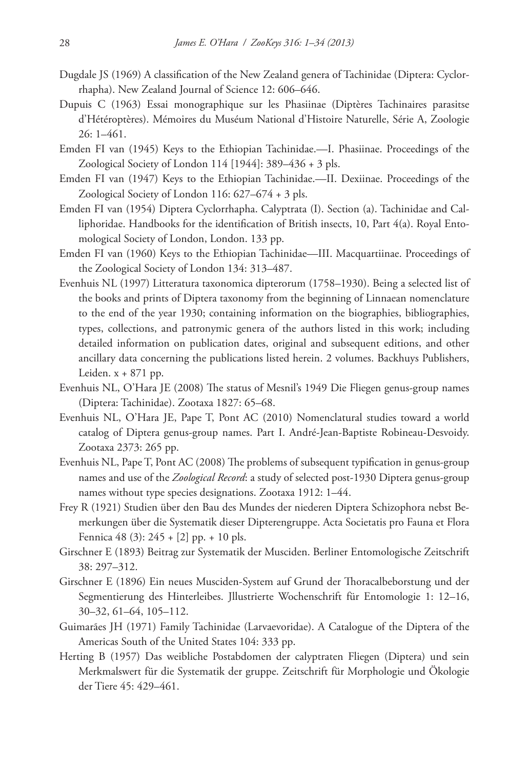Dugdale JS (1969) A classification of the New Zealand genera of Tachinidae (Diptera: Cyclorrhapha). New Zealand Journal of Science 12: 606–646.

Dupuis C (1963) Essai monographique sur les Phasiinae (Diptères Tachinaires parasitse d'Hétéroptères). Mémoires du Muséum National d'Histoire Naturelle, Série A, Zoologie 26: 1–461.

Emden FI van (1945) Keys to the Ethiopian Tachinidae.—I. Phasiinae. Proceedings of the Zoological Society of London 114 [1944]: 389–436 + 3 pls.

Emden FI van (1947) Keys to the Ethiopian Tachinidae.—II. Dexiinae. Proceedings of the Zoological Society of London 116: 627–674 + 3 pls.

Emden FI van (1954) Diptera Cyclorrhapha. Calyptrata (I). Section (a). Tachinidae and Calliphoridae. Handbooks for the identification of British insects, 10, Part 4(a). Royal Entomological Society of London, London. 133 pp.

Emden FI van (1960) Keys to the Ethiopian Tachinidae—III. Macquartiinae. Proceedings of the Zoological Society of London 134: 313–487.

Evenhuis NL (1997) Litteratura taxonomica dipterorum (1758–1930). Being a selected list of the books and prints of Diptera taxonomy from the beginning of Linnaean nomenclature to the end of the year 1930; containing information on the biographies, bibliographies, types, collections, and patronymic genera of the authors listed in this work; including detailed information on publication dates, original and subsequent editions, and other ancillary data concerning the publications listed herein. 2 volumes. Backhuys Publishers, Leiden. x + 871 pp.

Evenhuis NL, O'Hara JE (2008) The status of Mesnil's 1949 Die Fliegen genus-group names (Diptera: Tachinidae). Zootaxa 1827: 65–68.

Evenhuis NL, O'Hara JE, Pape T, Pont AC (2010) Nomenclatural studies toward a world catalog of Diptera genus-group names. Part I. André-Jean-Baptiste Robineau-Desvoidy. Zootaxa 2373: 265 pp.

Evenhuis NL, Pape T, Pont AC (2008) The problems of subsequent typification in genus-group names and use of the *Zoological Record*: a study of selected post-1930 Diptera genus-group names without type species designations. Zootaxa 1912: 1–44.

Frey R (1921) Studien über den Bau des Mundes der niederen Diptera Schizophora nebst Bemerkungen über die Systematik dieser Dipterengruppe. Acta Societatis pro Fauna et Flora Fennica 48 (3): 245 + [2] pp. + 10 pls.

Girschner E (1893) Beitrag zur Systematik der Musciden. Berliner Entomologische Zeitschrift 38: 297–312.

Girschner E (1896) Ein neues Musciden-System auf Grund der Thoracalbeborstung und der Segmentierung des Hinterleibes. Jllustrierte Wochenschrift für Entomologie 1: 12–16, 30–32, 61–64, 105–112.

Guimarães JH (1971) Family Tachinidae (Larvaevoridae). A Catalogue of the Diptera of the Americas South of the United States 104: 333 pp.

Herting B (1957) Das weibliche Postabdomen der calyptraten Fliegen (Diptera) und sein Merkmalswert für die Systematik der gruppe. Zeitschrift für Morphologie und Ökologie der Tiere 45: 429–461.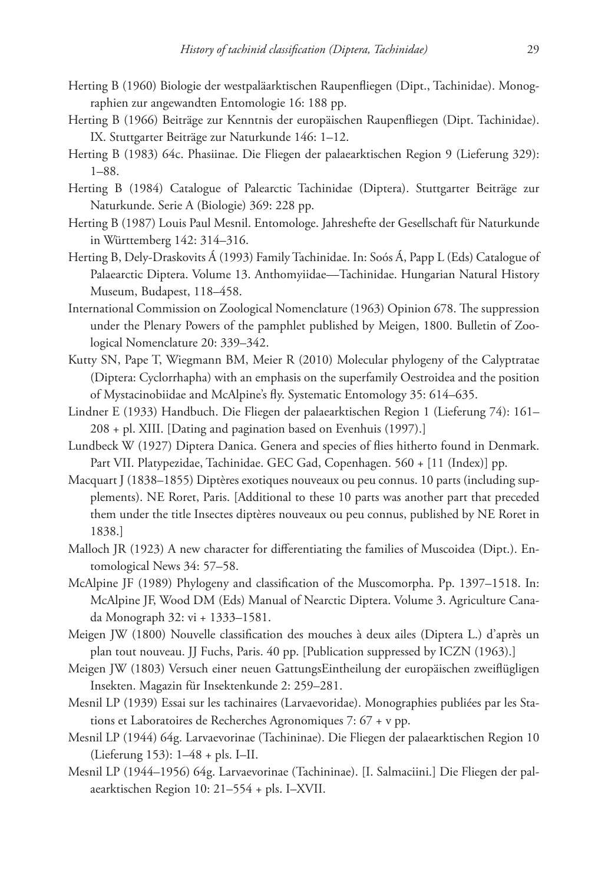Herting B (1960) Biologie der westpaläarktischen Raupenfliegen (Dipt., Tachinidae). Monographien zur angewandten Entomologie 16: 188 pp.

Herting B (1966) Beiträge zur Kenntnis der europäischen Raupenfliegen (Dipt. Tachinidae). IX. Stuttgarter Beiträge zur Naturkunde 146: 1–12.

Herting B (1983) 64c. Phasiinae. Die Fliegen der palaearktischen Region 9 (Lieferung 329): 1–88.

Herting B (1984) Catalogue of Palearctic Tachinidae (Diptera). Stuttgarter Beiträge zur Naturkunde. Serie A (Biologie) 369: 228 pp.

Herting B (1987) Louis Paul Mesnil. Entomologe. Jahreshefte der Gesellschaft für Naturkunde in Württemberg 142: 314–316.

Herting B, Dely-Draskovits Á (1993) Family Tachinidae. In: Soós Á, Papp L (Eds) Catalogue of Palaearctic Diptera. Volume 13. Anthomyiidae—Tachinidae. Hungarian Natural History Museum, Budapest, 118–458.

International Commission on Zoological Nomenclature (1963) Opinion 678. The suppression under the Plenary Powers of the pamphlet published by Meigen, 1800. Bulletin of Zoological Nomenclature 20: 339–342.

Kutty SN, Pape T, Wiegmann BM, Meier R (2010) Molecular phylogeny of the Calyptratae (Diptera: Cyclorrhapha) with an emphasis on the superfamily Oestroidea and the position of Mystacinobiidae and McAlpine's fly. Systematic Entomology 35: 614–635.

Lindner E (1933) Handbuch. Die Fliegen der palaearktischen Region 1 (Lieferung 74): 161–208 + pl. XIII. [Dating and pagination based on Evenhuis (1997).]

Lundbeck W (1927) Diptera Danica. Genera and species of flies hitherto found in Denmark. Part VII. Platypezidae, Tachinidae. GEC Gad, Copenhagen. 560 + [11 (Index)] pp.

Macquart J (1838–1855) Diptères exotiques nouveaux ou peu connus. 10 parts (including supplements). NE Roret, Paris. [Additional to these 10 parts was another part that preceded them under the title Insectes diptères nouveaux ou peu connus, published by NE Roret in 1838.]

Malloch JR (1923) A new character for differentiating the families of Muscoidea (Dipt.). Entomological News 34: 57–58.

McAlpine JF (1989) Phylogeny and classification of the Muscomorpha. Pp. 1397–1518. In: McAlpine JF, Wood DM (Eds) Manual of Nearctic Diptera. Volume 3. Agriculture Canada Monograph 32: vi + 1333–1581.

Meigen JW (1800) Nouvelle classification des mouches à deux ailes (Diptera L.) d'après un plan tout nouveau. JJ Fuchs, Paris. 40 pp. [Publication suppressed by ICZN (1963).]

Meigen JW (1803) Versuch einer neuen GattungsEintheilung der europäischen zweiflügligen Insekten. Magazin für Insektenkunde 2: 259–281.

Mesnil LP (1939) Essai sur les tachinaires (Larvaevoridae). Monographies publiées par les Stations et Laboratoires de Recherches Agronomiques 7: 67 + v pp.

Mesnil LP (1944) 64g. Larvaevorinae (Tachininae). Die Fliegen der palaearktischen Region 10 (Lieferung 153): 1–48 + pls. I–II.

Mesnil LP (1944–1956) 64g. Larvaevorinae (Tachininae). [I. Salmaciini.] Die Fliegen der palaearktischen Region 10: 21–554 + pls. I–XVII.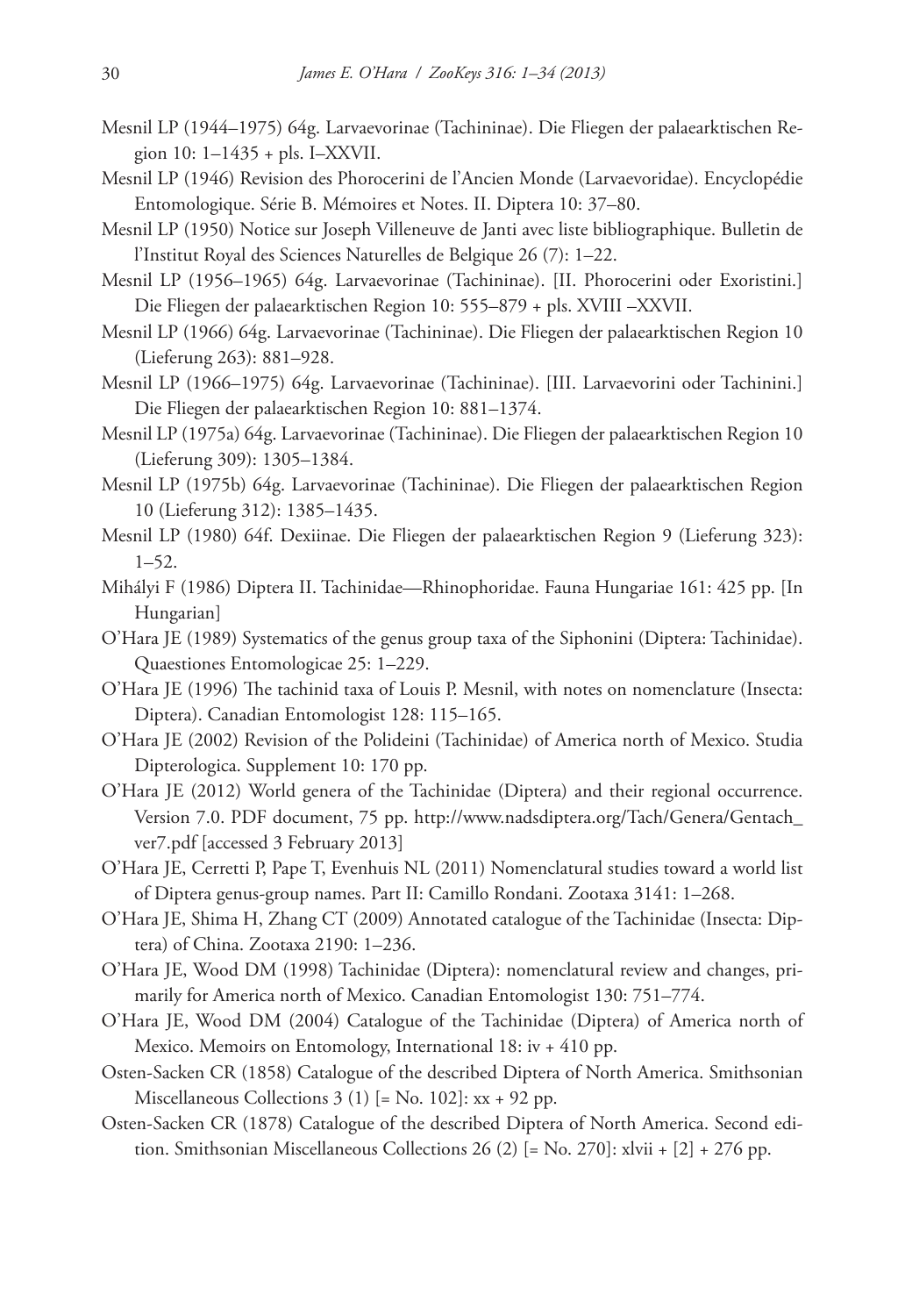Mesnil LP (1944–1975) 64g. Larvaevorinae (Tachininae). Die Fliegen der palaearktischen Region 10: 1–1435 + pls. I–XXVII.

Mesnil LP (1946) Revision des Phorocerini de l'Ancien Monde (Larvaevoridae). Encyclopédie Entomologique. Série B. Mémoires et Notes. II. Diptera 10: 37–80.

Mesnil LP (1950) Notice sur Joseph Villeneuve de Janti avec liste bibliographique. Bulletin de l'Institut Royal des Sciences Naturelles de Belgique 26 (7): 1–22.

Mesnil LP (1956–1965) 64g. Larvaevorinae (Tachininae). [II. Phorocerini oder Exoristini.] Die Fliegen der palaearktischen Region 10: 555–879 + pls. XVIII –XXVII.

Mesnil LP (1966) 64g. Larvaevorinae (Tachininae). Die Fliegen der palaearktischen Region 10 (Lieferung 263): 881–928.

Mesnil LP (1966–1975) 64g. Larvaevorinae (Tachininae). [III. Larvaevorini oder Tachinini.] Die Fliegen der palaearktischen Region 10: 881–1374.

Mesnil LP (1975a) 64g. Larvaevorinae (Tachininae). Die Fliegen der palaearktischen Region 10 (Lieferung 309): 1305–1384.

Mesnil LP (1975b) 64g. Larvaevorinae (Tachininae). Die Fliegen der palaearktischen Region 10 (Lieferung 312): 1385–1435.

Mesnil LP (1980) 64f. Dexiinae. Die Fliegen der palaearktischen Region 9 (Lieferung 323): 1–52.

Mihályi F (1986) Diptera II. Tachinidae—Rhinophoridae. Fauna Hungariae 161: 425 pp. [In Hungarian]

O'Hara JE (1989) Systematics of the genus group taxa of the Siphonini (Diptera: Tachinidae). Quaestiones Entomologicae 25: 1–229.

O'Hara JE (1996) The tachinid taxa of Louis P. Mesnil, with notes on nomenclature (Insecta: Diptera). Canadian Entomologist 128: 115–165.

O'Hara JE (2002) Revision of the Polideini (Tachinidae) of America north of Mexico. Studia Dipterologica. Supplement 10: 170 pp.

O'Hara JE (2012) World genera of the Tachinidae (Diptera) and their regional occurrence. Version 7.0. PDF document, 75 pp. http://www.nadsdiptera.org/Tach/Genera/Gentach_ver7.pdf [accessed 3 February 2013]

O'Hara JE, Cerretti P, Pape T, Evenhuis NL (2011) Nomenclatural studies toward a world list of Diptera genus-group names. Part II: Camillo Rondani. Zootaxa 3141: 1–268.

O'Hara JE, Shima H, Zhang CT (2009) Annotated catalogue of the Tachinidae (Insecta: Diptera) of China. Zootaxa 2190: 1–236.

O'Hara JE, Wood DM (1998) Tachinidae (Diptera): nomenclatural review and changes, primarily for America north of Mexico. Canadian Entomologist 130: 751–774.

O'Hara JE, Wood DM (2004) Catalogue of the Tachinidae (Diptera) of America north of Mexico. Memoirs on Entomology, International 18: iv + 410 pp.

Osten-Sacken CR (1858) Catalogue of the described Diptera of North America. Smithsonian Miscellaneous Collections 3 (1) [= No. 102]: xx + 92 pp.

Osten-Sacken CR (1878) Catalogue of the described Diptera of North America. Second edition. Smithsonian Miscellaneous Collections 26 (2) [= No. 270]: xlvii + [2] + 276 pp.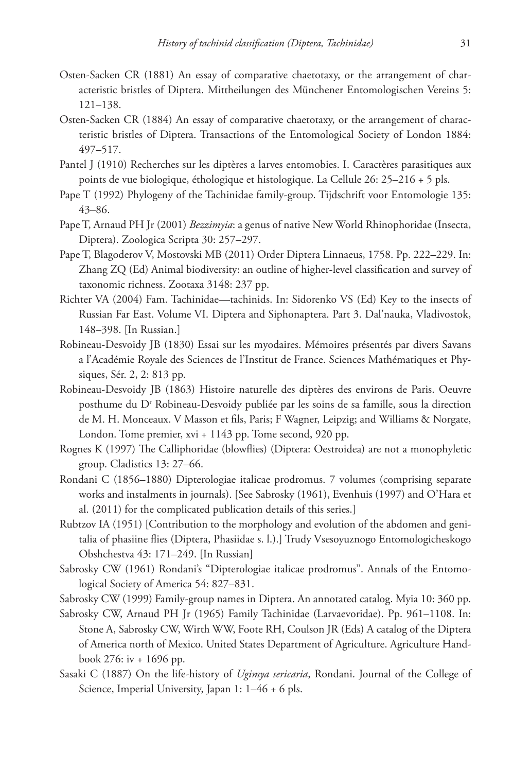Osten-Sacken CR (1881) An essay of comparative chaetotaxy, or the arrangement of characteristic bristles of Diptera. Mittheilungen des Münchener Entomologischen Vereins 5: 121–138.

Osten-Sacken CR (1884) An essay of comparative chaetotaxy, or the arrangement of characteristic bristles of Diptera. Transactions of the Entomological Society of London 1884: 497–517.

Pantel J (1910) Recherches sur les diptères a larves entomobies. I. Caractères parasitiques aux points de vue biologique, éthologique et histologique. La Cellule 26: 25–216 + 5 pls.

Pape T (1992) Phylogeny of the Tachinidae family-group. Tijdschrift voor Entomologie 135: 43–86.

Pape T, Arnaud PH Jr (2001) *Bezzimyia*: a genus of native New World Rhinophoridae (Insecta, Diptera). Zoologica Scripta 30: 257–297.

Pape T, Blagoderov V, Mostovski MB (2011) Order Diptera Linnaeus, 1758. Pp. 222–229. In: Zhang ZQ (Ed) Animal biodiversity: an outline of higher-level classification and survey of taxonomic richness. Zootaxa 3148: 237 pp.

Richter VA (2004) Fam. Tachinidae—tachinids. In: Sidorenko VS (Ed) Key to the insects of Russian Far East. Volume VI. Diptera and Siphonaptera. Part 3. Dal'nauka, Vladivostok, 148–398. [In Russian.]

Robineau-Desvoidy JB (1830) Essai sur les myodaires. Mémoires présentés par divers Savans a l'Académie Royale des Sciences de l'Institut de France. Sciences Mathématiques et Physiques, Sér. 2, 2: 813 pp.

Robineau-Desvoidy JB (1863) Histoire naturelle des diptères des environs de Paris. Oeuvre posthume du Dr Robineau-Desvoidy publiée par les soins de sa famille, sous la direction de M. H. Monceaux. V Masson et fils, Paris; F Wagner, Leipzig; and Williams & Norgate, London. Tome premier, xvi + 1143 pp. Tome second, 920 pp.

Rognes K (1997) The Calliphoridae (blowflies) (Diptera: Oestroidea) are not a monophyletic group. Cladistics 13: 27–66.

Rondani C (1856–1880) Dipterologiae italicae prodromus. 7 volumes (comprising separate works and instalments in journals). [See Sabrosky (1961), Evenhuis (1997) and O'Hara et al. (2011) for the complicated publication details of this series.]

Rubtzov IA (1951) [Contribution to the morphology and evolution of the abdomen and genitalia of phasiine flies (Diptera, Phasiidae s. l.).] Trudy Vsesoyuznogo Entomologicheskogo Obshchestva 43: 171–249. [In Russian]

Sabrosky CW (1961) Rondani's "Dipterologiae italicae prodromus". Annals of the Entomological Society of America 54: 827–831.

Sabrosky CW (1999) Family-group names in Diptera. An annotated catalog. Myia 10: 360 pp.

Sabrosky CW, Arnaud PH Jr (1965) Family Tachinidae (Larvaevoridae). Pp. 961–1108. In: Stone A, Sabrosky CW, Wirth WW, Foote RH, Coulson JR (Eds) A catalog of the Diptera of America north of Mexico. United States Department of Agriculture. Agriculture Handbook 276: iv + 1696 pp.

Sasaki C (1887) On the life-history of *Ugimya sericaria*, Rondani. Journal of the College of Science, Imperial University, Japan 1: 1–46 + 6 pls.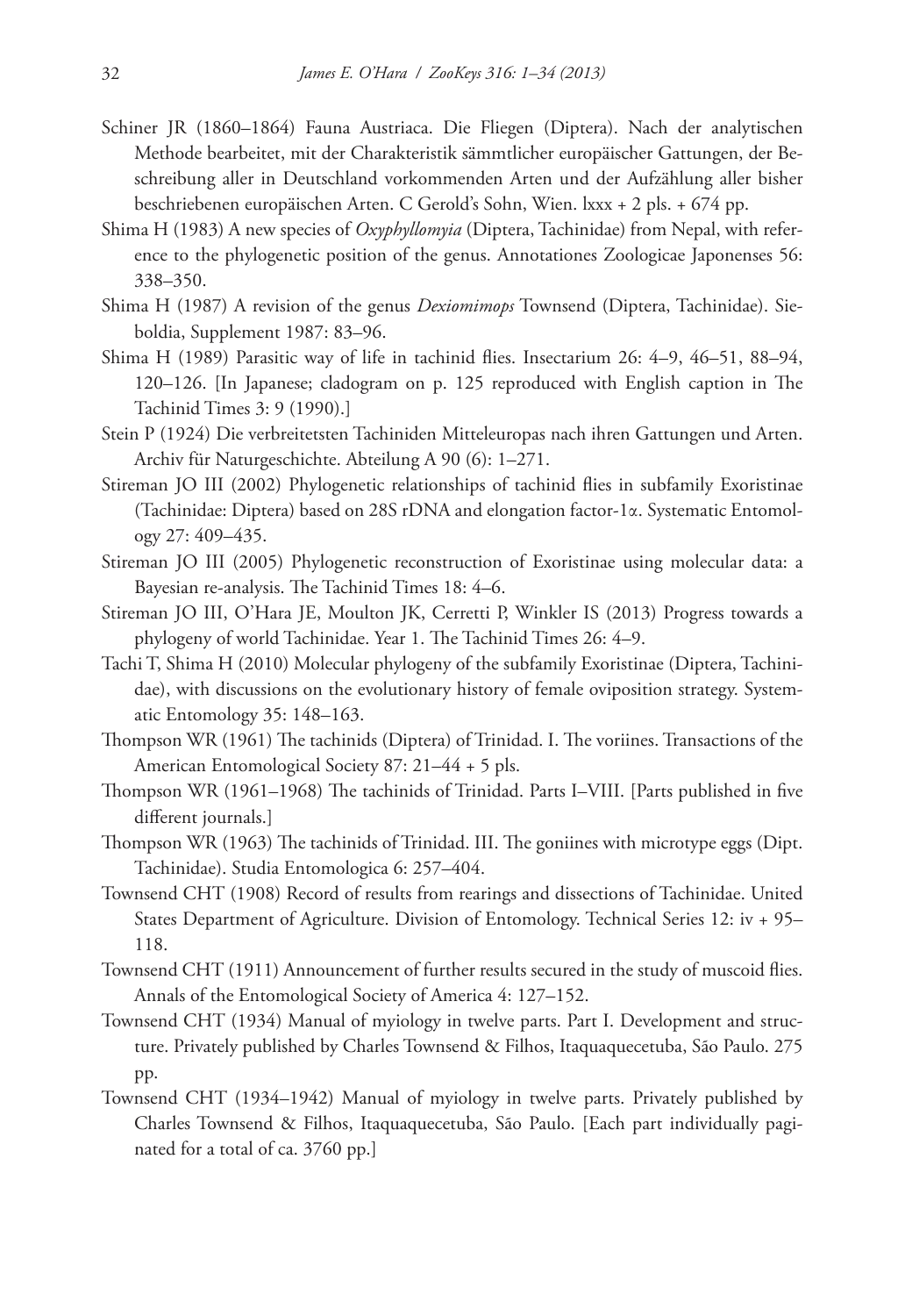Schiner JR (1860–1864) Fauna Austriaca. Die Fliegen (Diptera). Nach der analytischen Methode bearbeitet, mit der Charakteristik sämmtlicher europäischer Gattungen, der Beschreibung aller in Deutschland vorkommenden Arten und der Aufzählung aller bisher beschriebenen europäischen Arten. C Gerold's Sohn, Wien. lxxx + 2 pls. + 674 pp.

Shima H (1983) A new species of *Oxyphyllomyia* (Diptera, Tachinidae) from Nepal, with reference to the phylogenetic position of the genus. Annotationes Zoologicae Japonenses 56: 338–350.

Shima H (1987) A revision of the genus *Dexiomimops* Townsend (Diptera, Tachinidae). Sieboldia, Supplement 1987: 83–96.

Shima H (1989) Parasitic way of life in tachinid flies. Insectarium 26: 4–9, 46–51, 88–94, 120–126. [In Japanese; cladogram on p. 125 reproduced with English caption in The Tachinid Times 3: 9 (1990).]

Stein P (1924) Die verbreitetsten Tachiniden Mitteleuropas nach ihren Gattungen und Arten. Archiv für Naturgeschichte. Abteilung A 90 (6): 1–271.

Stireman JO III (2002) Phylogenetic relationships of tachinid flies in subfamily Exoristinae (Tachinidae: Diptera) based on 28S rDNA and elongation factor-1α. Systematic Entomology 27: 409–435.

Stireman JO III (2005) Phylogenetic reconstruction of Exoristinae using molecular data: a Bayesian re-analysis. The Tachinid Times 18: 4–6.

Stireman JO III, O'Hara JE, Moulton JK, Cerretti P, Winkler IS (2013) Progress towards a phylogeny of world Tachinidae. Year 1. The Tachinid Times 26: 4–9.

Tachi T, Shima H (2010) Molecular phylogeny of the subfamily Exoristinae (Diptera, Tachinidae), with discussions on the evolutionary history of female oviposition strategy. Systematic Entomology 35: 148–163.

Thompson WR (1961) The tachinids (Diptera) of Trinidad. I. The voriines. Transactions of the American Entomological Society 87: 21–44 + 5 pls.

Thompson WR (1961–1968) The tachinids of Trinidad. Parts I–VIII. [Parts published in five different journals.]

Thompson WR (1963) The tachinids of Trinidad. III. The goniines with microtype eggs (Dipt. Tachinidae). Studia Entomologica 6: 257–404.

Townsend CHT (1908) Record of results from rearings and dissections of Tachinidae. United States Department of Agriculture. Division of Entomology. Technical Series 12: iv + 95–118.

Townsend CHT (1911) Announcement of further results secured in the study of muscoid flies. Annals of the Entomological Society of America 4: 127–152.

Townsend CHT (1934) Manual of myiology in twelve parts. Part I. Development and structure. Privately published by Charles Townsend & Filhos, Itaquaquecetuba, São Paulo. 275 pp.

Townsend CHT (1934–1942) Manual of myiology in twelve parts. Privately published by Charles Townsend & Filhos, Itaquaquecetuba, São Paulo. [Each part individually paginated for a total of ca. 3760 pp.]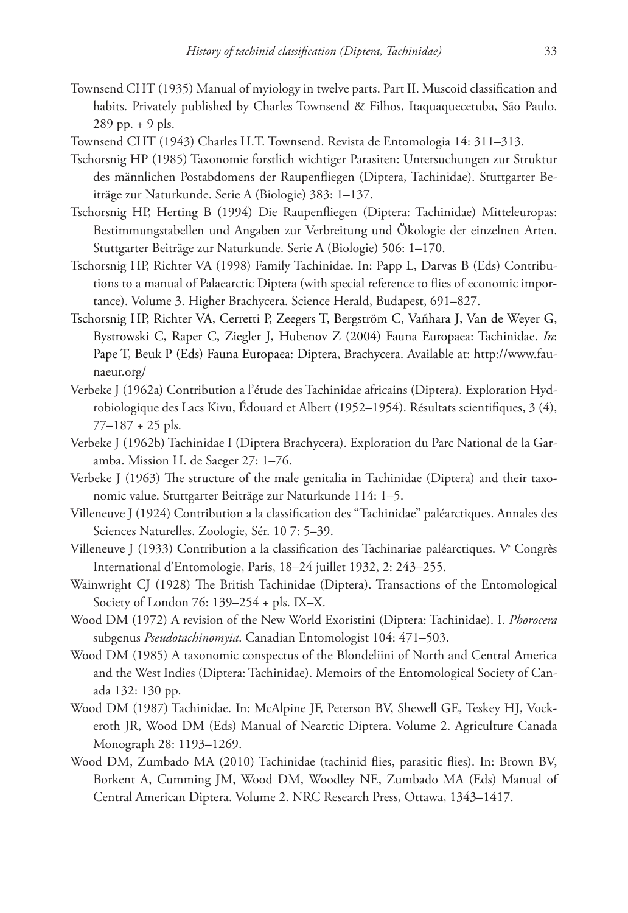Townsend CHT (1935) Manual of myiology in twelve parts. Part II. Muscoid classification and habits. Privately published by Charles Townsend & Filhos, Itaquaquecetuba, São Paulo. 289 pp. + 9 pls.

Townsend CHT (1943) Charles H.T. Townsend. Revista de Entomologia 14: 311–313.

Tschorsnig HP (1985) Taxonomie forstlich wichtiger Parasiten: Untersuchungen zur Struktur des männlichen Postabdomens der Raupenfliegen (Diptera, Tachinidae). Stuttgarter Beiträge zur Naturkunde. Serie A (Biologie) 383: 1–137.

Tschorsnig HP, Herting B (1994) Die Raupenfliegen (Diptera: Tachinidae) Mitteleuropas: Bestimmungstabellen und Angaben zur Verbreitung und Ökologie der einzelnen Arten. Stuttgarter Beiträge zur Naturkunde. Serie A (Biologie) 506: 1–170.

Tschorsnig HP, Richter VA (1998) Family Tachinidae. In: Papp L, Darvas B (Eds) Contributions to a manual of Palaearctic Diptera (with special reference to flies of economic importance). Volume 3. Higher Brachycera. Science Herald, Budapest, 691–827.

Tschorsnig HP, Richter VA, Cerretti P, Zeegers T, Bergström C, Vaňhara J, Van de Weyer G, Bystrowski C, Raper C, Ziegler J, Hubenov Z (2004) Fauna Europaea: Tachinidae. *In*: Pape T, Beuk P (Eds) Fauna Europaea: Diptera, Brachycera. Available at: http://www.faunaeur.org/

Verbeke J (1962a) Contribution a l'étude des Tachinidae africains (Diptera). Exploration Hydrobiologique des Lacs Kivu, Édouard et Albert (1952–1954). Résultats scientifiques, 3 (4), 77–187 + 25 pls.

Verbeke J (1962b) Tachinidae I (Diptera Brachycera). Exploration du Parc National de la Garamba. Mission H. de Saeger 27: 1–76.

Verbeke J (1963) The structure of the male genitalia in Tachinidae (Diptera) and their taxonomic value. Stuttgarter Beiträge zur Naturkunde 114: 1–5.

Villeneuve J (1924) Contribution a la classification des "Tachinidae" paléarctiques. Annales des Sciences Naturelles. Zoologie, Sér. 10 7: 5–39.

Villeneuve J (1933) Contribution a la classification des Tachinariae paléarctiques. V[e] Congrès International d'Entomologie, Paris, 18–24 juillet 1932, 2: 243–255.

Wainwright CJ (1928) The British Tachinidae (Diptera). Transactions of the Entomological Society of London 76: 139–254 + pls. IX–X.

Wood DM (1972) A revision of the New World Exoristini (Diptera: Tachinidae). I. *Phorocera* subgenus *Pseudotachinomyia*. Canadian Entomologist 104: 471–503.

Wood DM (1985) A taxonomic conspectus of the Blondeliini of North and Central America and the West Indies (Diptera: Tachinidae). Memoirs of the Entomological Society of Canada 132: 130 pp.

Wood DM (1987) Tachinidae. In: McAlpine JF, Peterson BV, Shewell GE, Teskey HJ, Vockeroth JR, Wood DM (Eds) Manual of Nearctic Diptera. Volume 2. Agriculture Canada Monograph 28: 1193–1269.

Wood DM, Zumbado MA (2010) Tachinidae (tachinid flies, parasitic flies). In: Brown BV, Borkent A, Cumming JM, Wood DM, Woodley NE, Zumbado MA (Eds) Manual of Central American Diptera. Volume 2. NRC Research Press, Ottawa, 1343–1417.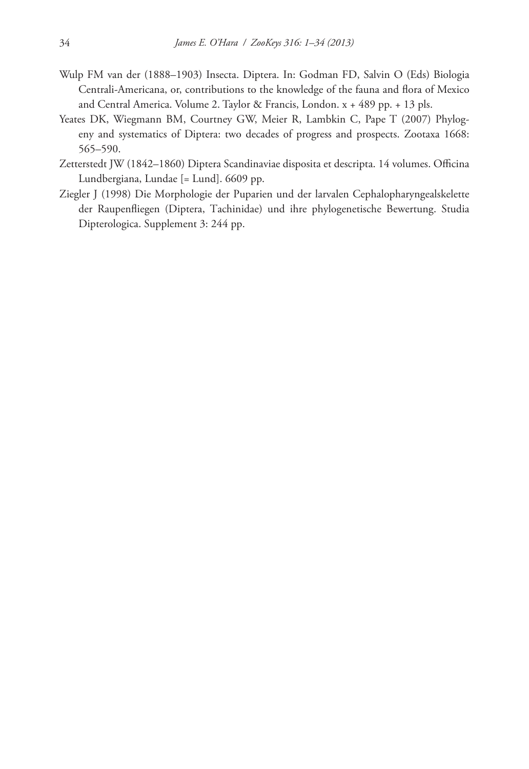Wulp FM van der (1888–1903) Insecta. Diptera. In: Godman FD, Salvin O (Eds) Biologia Centrali-Americana, or, contributions to the knowledge of the fauna and flora of Mexico and Central America. Volume 2. Taylor & Francis, London. x + 489 pp. + 13 pls.

Yeates DK, Wiegmann BM, Courtney GW, Meier R, Lambkin C, Pape T (2007) Phylogeny and systematics of Diptera: two decades of progress and prospects. Zootaxa 1668: 565–590.

Zetterstedt JW (1842–1860) Diptera Scandinaviae disposita et descripta. 14 volumes. Officina Lundbergiana, Lundae [= Lund]. 6609 pp.

Ziegler J (1998) Die Morphologie der Puparien und der larvalen Cephalopharyngealskelette der Raupenfliegen (Diptera, Tachinidae) und ihre phylogenetische Bewertung. Studia Dipterologica. Supplement 3: 244 pp.